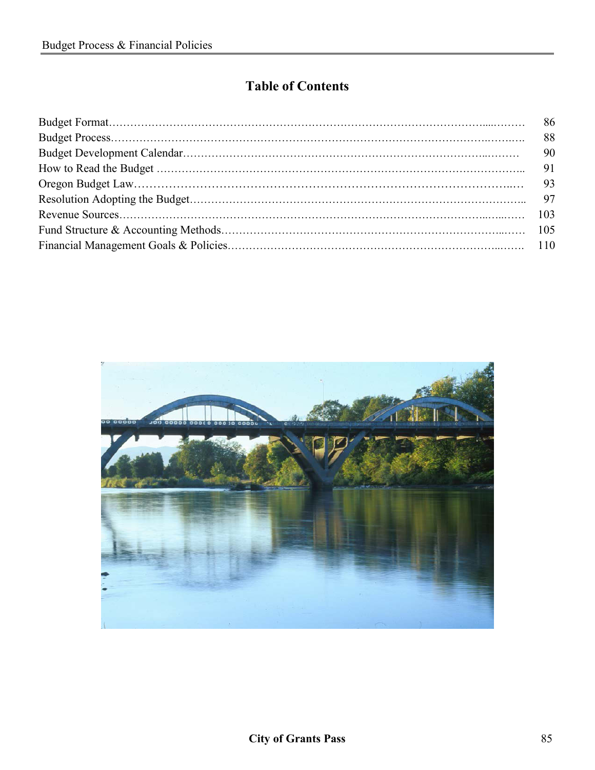# Table of Contents

| | |
|---|---|
| Budget Format | 86 |
| Budget Process | 88 |
| Budget Development Calendar | 90 |
| How to Read the Budget | 91 |
| Oregon Budget Law | 93 |
| Resolution Adopting the Budget | 97 |
| Revenue Sources | 103 |
| Fund Structure & Accounting Methods | 105 |
| Financial Management Goals & Policies | 110 |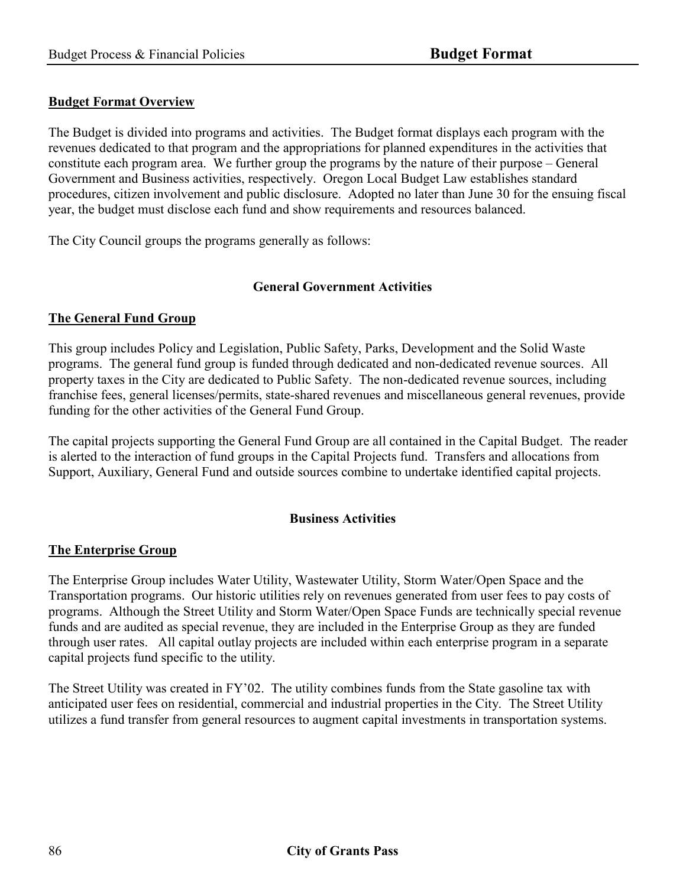## Budget Format Overview

The Budget is divided into programs and activities. The Budget format displays each program with the revenues dedicated to that program and the appropriations for planned expenditures in the activities that constitute each program area. We further group the programs by the nature of their purpose – General Government and Business activities, respectively. Oregon Local Budget Law establishes standard procedures, citizen involvement and public disclosure. Adopted no later than June 30 for the ensuing fiscal year, the budget must disclose each fund and show requirements and resources balanced.

The City Council groups the programs generally as follows:

### General Government Activities

## The General Fund Group

This group includes Policy and Legislation, Public Safety, Parks, Development and the Solid Waste programs. The general fund group is funded through dedicated and non-dedicated revenue sources. All property taxes in the City are dedicated to Public Safety. The non-dedicated revenue sources, including franchise fees, general licenses/permits, state-shared revenues and miscellaneous general revenues, provide funding for the other activities of the General Fund Group.

The capital projects supporting the General Fund Group are all contained in the Capital Budget. The reader is alerted to the interaction of fund groups in the Capital Projects fund. Transfers and allocations from Support, Auxiliary, General Fund and outside sources combine to undertake identified capital projects.

### Business Activities

## The Enterprise Group

The Enterprise Group includes Water Utility, Wastewater Utility, Storm Water/Open Space and the Transportation programs. Our historic utilities rely on revenues generated from user fees to pay costs of programs. Although the Street Utility and Storm Water/Open Space Funds are technically special revenue funds and are audited as special revenue, they are included in the Enterprise Group as they are funded through user rates. All capital outlay projects are included within each enterprise program in a separate capital projects fund specific to the utility.

The Street Utility was created in FY'02. The utility combines funds from the State gasoline tax with anticipated user fees on residential, commercial and industrial properties in the City. The Street Utility utilizes a fund transfer from general resources to augment capital investments in transportation systems.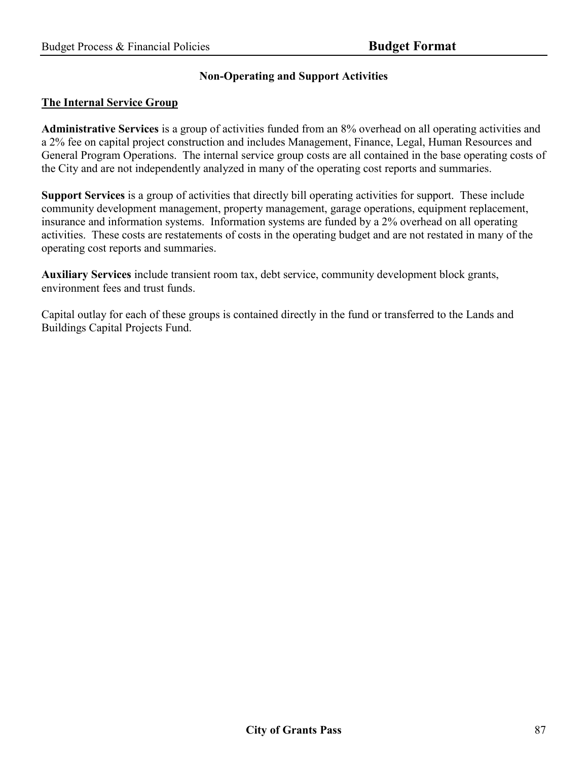## Non-Operating and Support Activities

### The Internal Service Group

**Administrative Services** is a group of activities funded from an 8% overhead on all operating activities and a 2% fee on capital project construction and includes Management, Finance, Legal, Human Resources and General Program Operations. The internal service group costs are all contained in the base operating costs of the City and are not independently analyzed in many of the operating cost reports and summaries.

**Support Services** is a group of activities that directly bill operating activities for support. These include community development management, property management, garage operations, equipment replacement, insurance and information systems. Information systems are funded by a 2% overhead on all operating activities. These costs are restatements of costs in the operating budget and are not restated in many of the operating cost reports and summaries.

**Auxiliary Services** include transient room tax, debt service, community development block grants, environment fees and trust funds.

Capital outlay for each of these groups is contained directly in the fund or transferred to the Lands and Buildings Capital Projects Fund.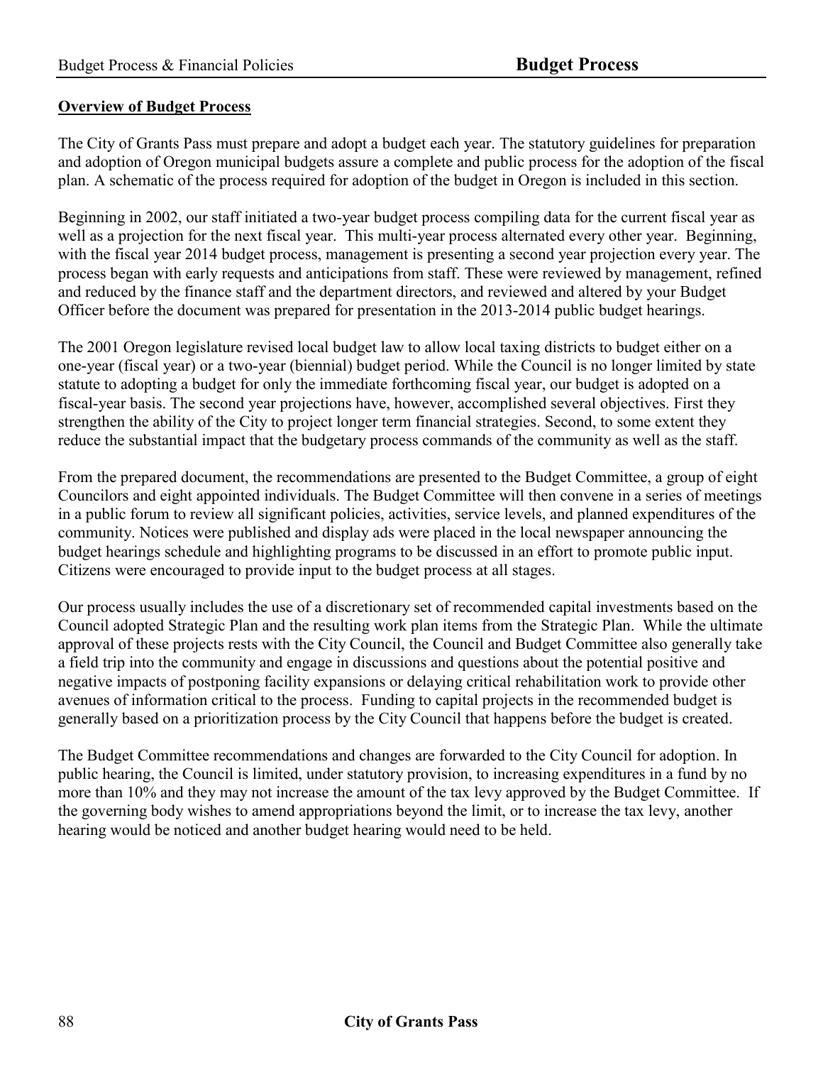## Overview of Budget Process

The City of Grants Pass must prepare and adopt a budget each year. The statutory guidelines for preparation and adoption of Oregon municipal budgets assure a complete and public process for the adoption of the fiscal plan. A schematic of the process required for adoption of the budget in Oregon is included in this section.

Beginning in 2002, our staff initiated a two-year budget process compiling data for the current fiscal year as well as a projection for the next fiscal year. This multi-year process alternated every other year. Beginning, with the fiscal year 2014 budget process, management is presenting a second year projection every year. The process began with early requests and anticipations from staff. These were reviewed by management, refined and reduced by the finance staff and the department directors, and reviewed and altered by your Budget Officer before the document was prepared for presentation in the 2013-2014 public budget hearings.

The 2001 Oregon legislature revised local budget law to allow local taxing districts to budget either on a one-year (fiscal year) or a two-year (biennial) budget period. While the Council is no longer limited by state statute to adopting a budget for only the immediate forthcoming fiscal year, our budget is adopted on a fiscal-year basis. The second year projections have, however, accomplished several objectives. First they strengthen the ability of the City to project longer term financial strategies. Second, to some extent they reduce the substantial impact that the budgetary process commands of the community as well as the staff.

From the prepared document, the recommendations are presented to the Budget Committee, a group of eight Councilors and eight appointed individuals. The Budget Committee will then convene in a series of meetings in a public forum to review all significant policies, activities, service levels, and planned expenditures of the community. Notices were published and display ads were placed in the local newspaper announcing the budget hearings schedule and highlighting programs to be discussed in an effort to promote public input. Citizens were encouraged to provide input to the budget process at all stages.

Our process usually includes the use of a discretionary set of recommended capital investments based on the Council adopted Strategic Plan and the resulting work plan items from the Strategic Plan. While the ultimate approval of these projects rests with the City Council, the Council and Budget Committee also generally take a field trip into the community and engage in discussions and questions about the potential positive and negative impacts of postponing facility expansions or delaying critical rehabilitation work to provide other avenues of information critical to the process. Funding to capital projects in the recommended budget is generally based on a prioritization process by the City Council that happens before the budget is created.

The Budget Committee recommendations and changes are forwarded to the City Council for adoption. In public hearing, the Council is limited, under statutory provision, to increasing expenditures in a fund by no more than 10% and they may not increase the amount of the tax levy approved by the Budget Committee. If the governing body wishes to amend appropriations beyond the limit, or to increase the tax levy, another hearing would be noticed and another budget hearing would need to be held.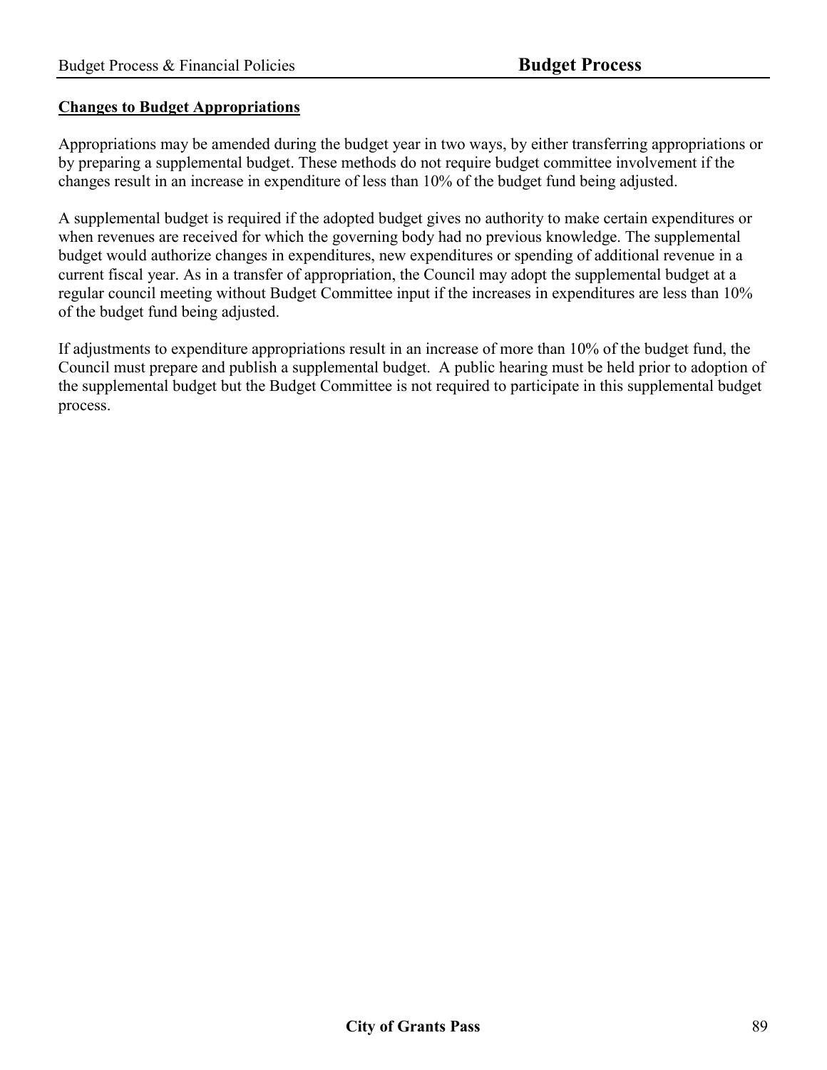## Changes to Budget Appropriations

Appropriations may be amended during the budget year in two ways, by either transferring appropriations or by preparing a supplemental budget. These methods do not require budget committee involvement if the changes result in an increase in expenditure of less than 10% of the budget fund being adjusted.

A supplemental budget is required if the adopted budget gives no authority to make certain expenditures or when revenues are received for which the governing body had no previous knowledge. The supplemental budget would authorize changes in expenditures, new expenditures or spending of additional revenue in a current fiscal year. As in a transfer of appropriation, the Council may adopt the supplemental budget at a regular council meeting without Budget Committee input if the increases in expenditures are less than 10% of the budget fund being adjusted.

If adjustments to expenditure appropriations result in an increase of more than 10% of the budget fund, the Council must prepare and publish a supplemental budget. A public hearing must be held prior to adoption of the supplemental budget but the Budget Committee is not required to participate in this supplemental budget process.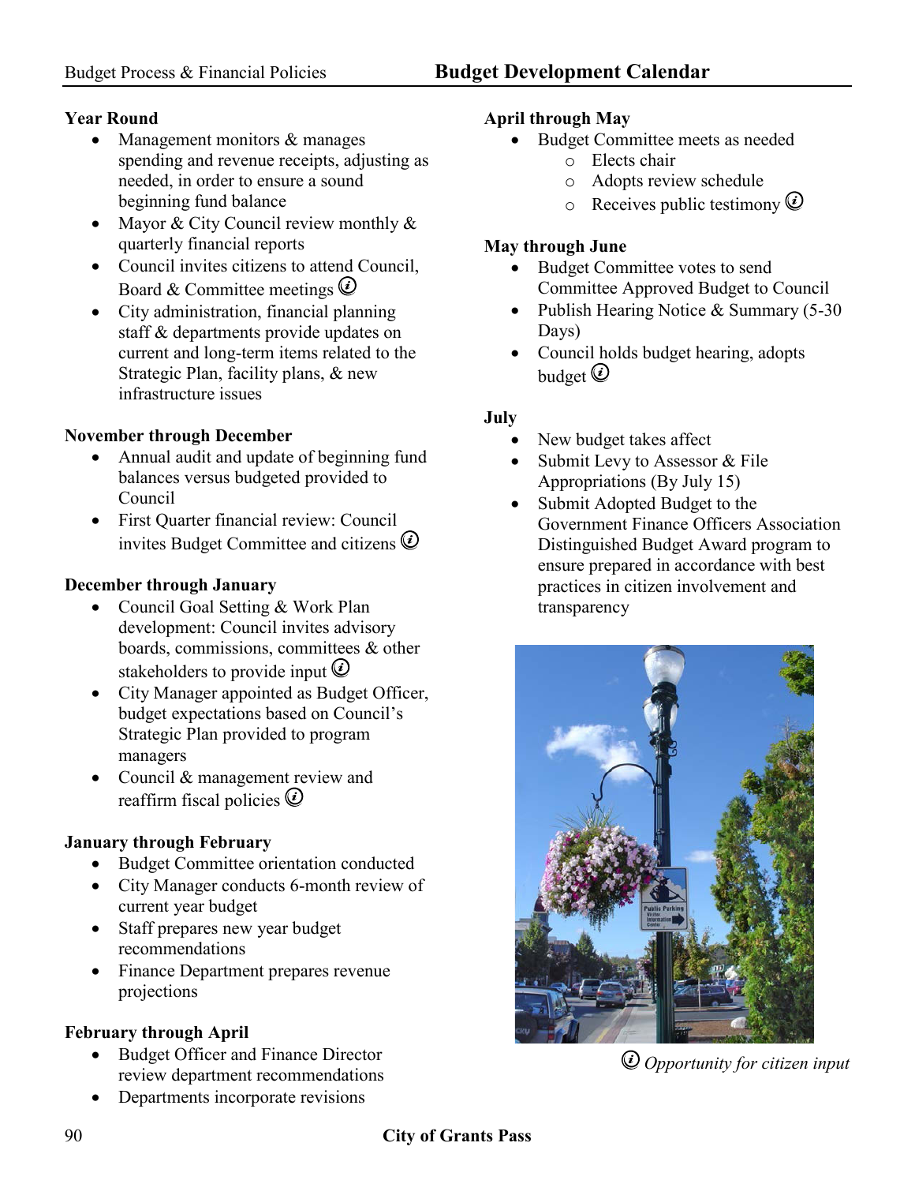# Budget Development Calendar

### Year Round

- Management monitors & manages spending and revenue receipts, adjusting as needed, in order to ensure a sound beginning fund balance
- Mayor & City Council review monthly & quarterly financial reports
- Council invites citizens to attend Council, Board & Committee meetings ⓘ
- City administration, financial planning staff & departments provide updates on current and long-term items related to the Strategic Plan, facility plans, & new infrastructure issues

### November through December

- Annual audit and update of beginning fund balances versus budgeted provided to Council
- First Quarter financial review: Council invites Budget Committee and citizens ⓘ

### December through January

- Council Goal Setting & Work Plan development: Council invites advisory boards, commissions, committees & other stakeholders to provide input ⓘ
- City Manager appointed as Budget Officer, budget expectations based on Council's Strategic Plan provided to program managers
- Council & management review and reaffirm fiscal policies ⓘ

### January through February

- Budget Committee orientation conducted
- City Manager conducts 6-month review of current year budget
- Staff prepares new year budget recommendations
- Finance Department prepares revenue projections

### February through April

- Budget Officer and Finance Director review department recommendations
- Departments incorporate revisions

### April through May

- Budget Committee meets as needed
  - Elects chair
  - Adopts review schedule
  - Receives public testimony ⓘ

### May through June

- Budget Committee votes to send Committee Approved Budget to Council
- Publish Hearing Notice & Summary (5-30 Days)
- Council holds budget hearing, adopts budget ⓘ

### July

- New budget takes affect
- Submit Levy to Assessor & File Appropriations (By July 15)
- Submit Adopted Budget to the Government Finance Officers Association Distinguished Budget Award program to ensure prepared in accordance with best practices in citizen involvement and transparency

ⓘ *Opportunity for citizen input*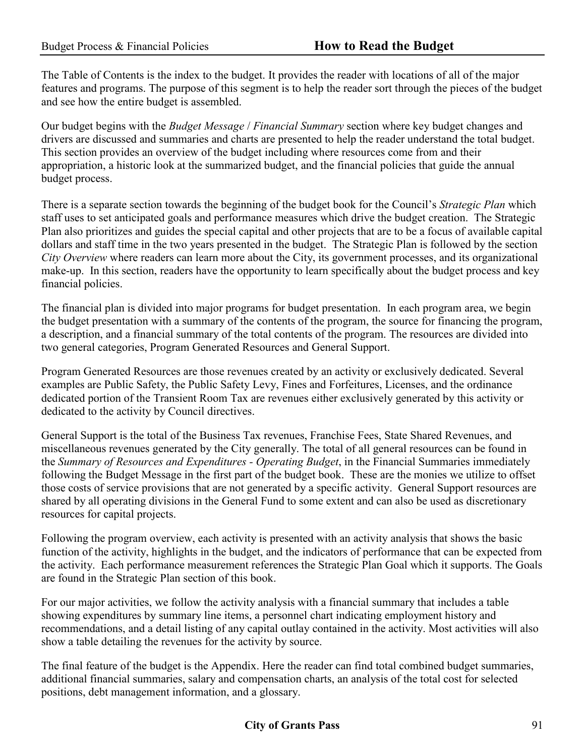# How to Read the Budget

The Table of Contents is the index to the budget. It provides the reader with locations of all of the major features and programs. The purpose of this segment is to help the reader sort through the pieces of the budget and see how the entire budget is assembled.

Our budget begins with the *Budget Message* / *Financial Summary* section where key budget changes and drivers are discussed and summaries and charts are presented to help the reader understand the total budget. This section provides an overview of the budget including where resources come from and their appropriation, a historic look at the summarized budget, and the financial policies that guide the annual budget process.

There is a separate section towards the beginning of the budget book for the Council's *Strategic Plan* which staff uses to set anticipated goals and performance measures which drive the budget creation. The Strategic Plan also prioritizes and guides the special capital and other projects that are to be a focus of available capital dollars and staff time in the two years presented in the budget. The Strategic Plan is followed by the section *City Overview* where readers can learn more about the City, its government processes, and its organizational make-up. In this section, readers have the opportunity to learn specifically about the budget process and key financial policies.

The financial plan is divided into major programs for budget presentation. In each program area, we begin the budget presentation with a summary of the contents of the program, the source for financing the program, a description, and a financial summary of the total contents of the program. The resources are divided into two general categories, Program Generated Resources and General Support.

Program Generated Resources are those revenues created by an activity or exclusively dedicated. Several examples are Public Safety, the Public Safety Levy, Fines and Forfeitures, Licenses, and the ordinance dedicated portion of the Transient Room Tax are revenues either exclusively generated by this activity or dedicated to the activity by Council directives.

General Support is the total of the Business Tax revenues, Franchise Fees, State Shared Revenues, and miscellaneous revenues generated by the City generally. The total of all general resources can be found in the *Summary of Resources and Expenditures - Operating Budget*, in the Financial Summaries immediately following the Budget Message in the first part of the budget book. These are the monies we utilize to offset those costs of service provisions that are not generated by a specific activity. General Support resources are shared by all operating divisions in the General Fund to some extent and can also be used as discretionary resources for capital projects.

Following the program overview, each activity is presented with an activity analysis that shows the basic function of the activity, highlights in the budget, and the indicators of performance that can be expected from the activity. Each performance measurement references the Strategic Plan Goal which it supports. The Goals are found in the Strategic Plan section of this book.

For our major activities, we follow the activity analysis with a financial summary that includes a table showing expenditures by summary line items, a personnel chart indicating employment history and recommendations, and a detail listing of any capital outlay contained in the activity. Most activities will also show a table detailing the revenues for the activity by source.

The final feature of the budget is the Appendix. Here the reader can find total combined budget summaries, additional financial summaries, salary and compensation charts, an analysis of the total cost for selected positions, debt management information, and a glossary.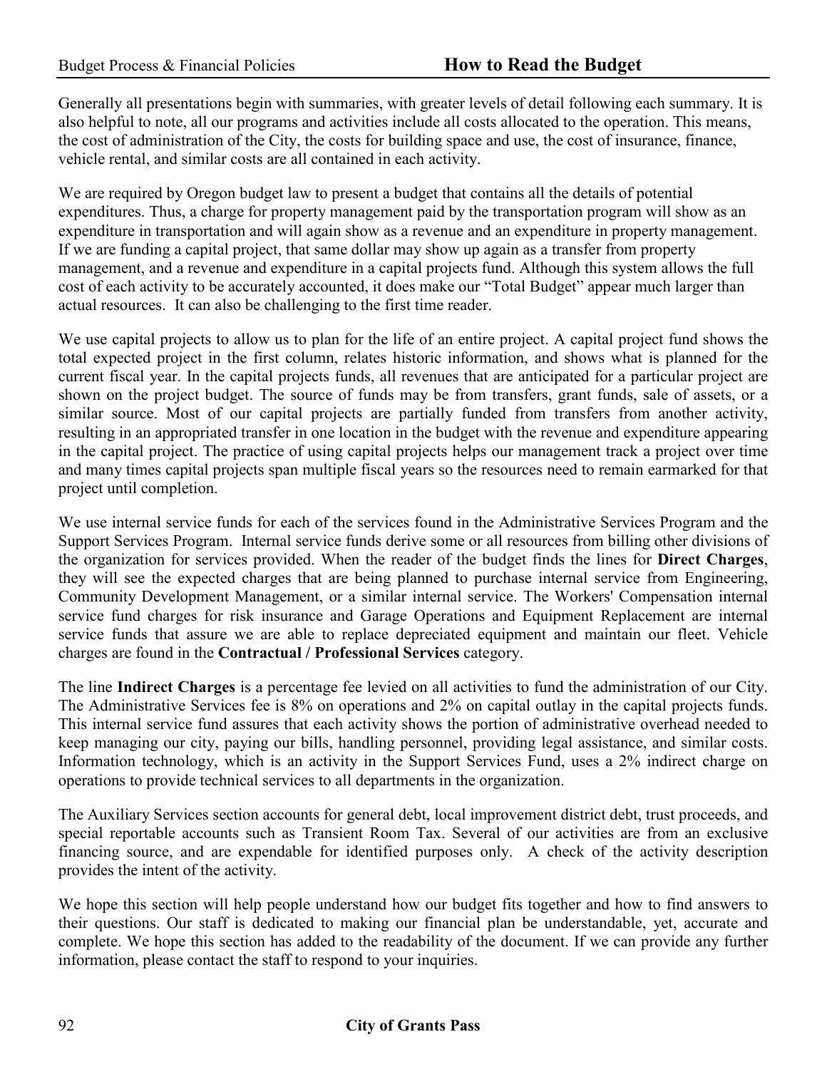Generally all presentations begin with summaries, with greater levels of detail following each summary. It is also helpful to note, all our programs and activities include all costs allocated to the operation. This means, the cost of administration of the City, the costs for building space and use, the cost of insurance, finance, vehicle rental, and similar costs are all contained in each activity.

We are required by Oregon budget law to present a budget that contains all the details of potential expenditures. Thus, a charge for property management paid by the transportation program will show as an expenditure in transportation and will again show as a revenue and an expenditure in property management. If we are funding a capital project, that same dollar may show up again as a transfer from property management, and a revenue and expenditure in a capital projects fund. Although this system allows the full cost of each activity to be accurately accounted, it does make our "Total Budget" appear much larger than actual resources. It can also be challenging to the first time reader.

We use capital projects to allow us to plan for the life of an entire project. A capital project fund shows the total expected project in the first column, relates historic information, and shows what is planned for the current fiscal year. In the capital projects funds, all revenues that are anticipated for a particular project are shown on the project budget. The source of funds may be from transfers, grant funds, sale of assets, or a similar source. Most of our capital projects are partially funded from transfers from another activity, resulting in an appropriated transfer in one location in the budget with the revenue and expenditure appearing in the capital project. The practice of using capital projects helps our management track a project over time and many times capital projects span multiple fiscal years so the resources need to remain earmarked for that project until completion.

We use internal service funds for each of the services found in the Administrative Services Program and the Support Services Program. Internal service funds derive some or all resources from billing other divisions of the organization for services provided. When the reader of the budget finds the lines for **Direct Charges**, they will see the expected charges that are being planned to purchase internal service from Engineering, Community Development Management, or a similar internal service. The Workers' Compensation internal service fund charges for risk insurance and Garage Operations and Equipment Replacement are internal service funds that assure we are able to replace depreciated equipment and maintain our fleet. Vehicle charges are found in the **Contractual / Professional Services** category.

The line **Indirect Charges** is a percentage fee levied on all activities to fund the administration of our City. The Administrative Services fee is 8% on operations and 2% on capital outlay in the capital projects funds. This internal service fund assures that each activity shows the portion of administrative overhead needed to keep managing our city, paying our bills, handling personnel, providing legal assistance, and similar costs. Information technology, which is an activity in the Support Services Fund, uses a 2% indirect charge on operations to provide technical services to all departments in the organization.

The Auxiliary Services section accounts for general debt, local improvement district debt, trust proceeds, and special reportable accounts such as Transient Room Tax. Several of our activities are from an exclusive financing source, and are expendable for identified purposes only. A check of the activity description provides the intent of the activity.

We hope this section will help people understand how our budget fits together and how to find answers to their questions. Our staff is dedicated to making our financial plan be understandable, yet, accurate and complete. We hope this section has added to the readability of the document. If we can provide any further information, please contact the staff to respond to your inquiries.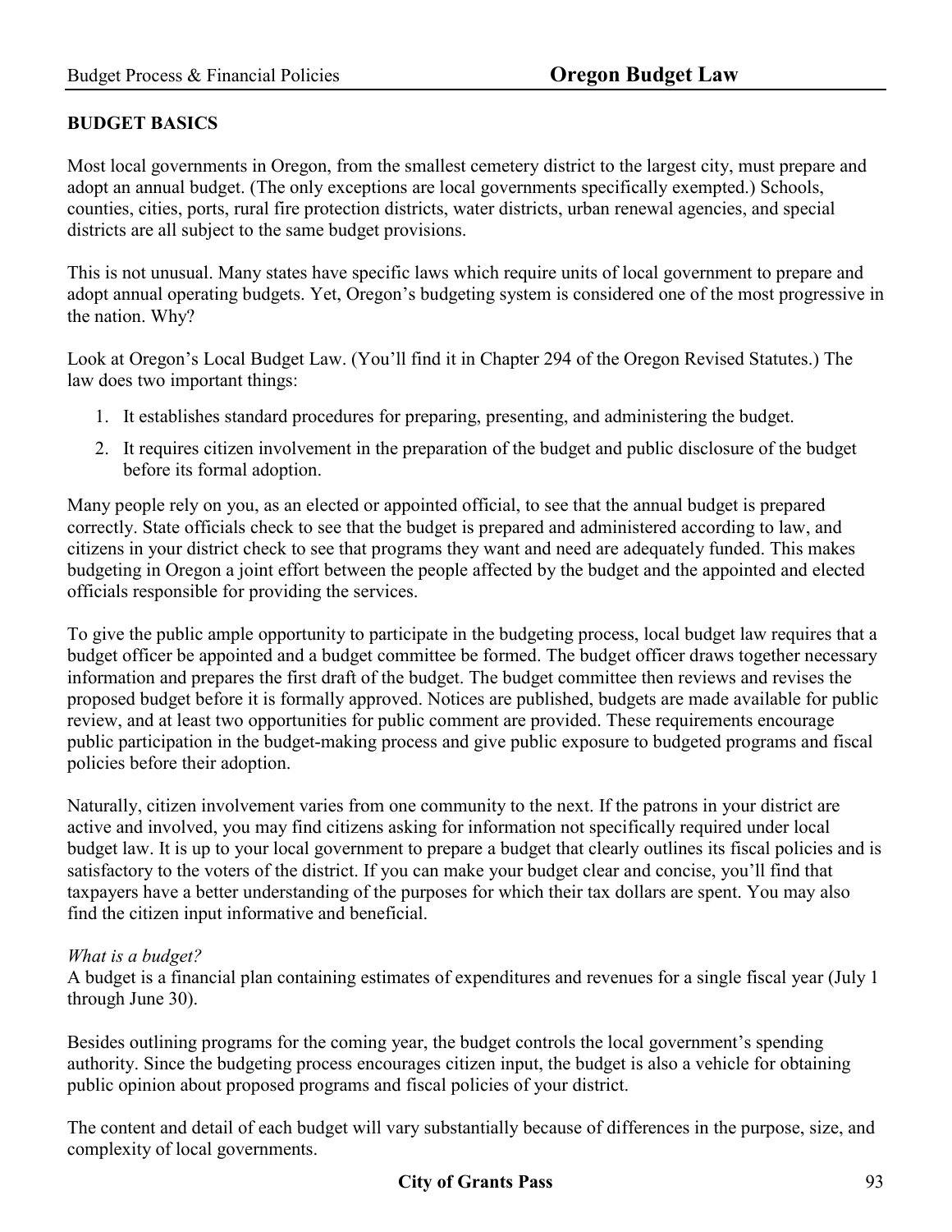## BUDGET BASICS

Most local governments in Oregon, from the smallest cemetery district to the largest city, must prepare and adopt an annual budget. (The only exceptions are local governments specifically exempted.) Schools, counties, cities, ports, rural fire protection districts, water districts, urban renewal agencies, and special districts are all subject to the same budget provisions.

This is not unusual. Many states have specific laws which require units of local government to prepare and adopt annual operating budgets. Yet, Oregon's budgeting system is considered one of the most progressive in the nation. Why?

Look at Oregon's Local Budget Law. (You'll find it in Chapter 294 of the Oregon Revised Statutes.) The law does two important things:

1. It establishes standard procedures for preparing, presenting, and administering the budget.
2. It requires citizen involvement in the preparation of the budget and public disclosure of the budget before its formal adoption.

Many people rely on you, as an elected or appointed official, to see that the annual budget is prepared correctly. State officials check to see that the budget is prepared and administered according to law, and citizens in your district check to see that programs they want and need are adequately funded. This makes budgeting in Oregon a joint effort between the people affected by the budget and the appointed and elected officials responsible for providing the services.

To give the public ample opportunity to participate in the budgeting process, local budget law requires that a budget officer be appointed and a budget committee be formed. The budget officer draws together necessary information and prepares the first draft of the budget. The budget committee then reviews and revises the proposed budget before it is formally approved. Notices are published, budgets are made available for public review, and at least two opportunities for public comment are provided. These requirements encourage public participation in the budget-making process and give public exposure to budgeted programs and fiscal policies before their adoption.

Naturally, citizen involvement varies from one community to the next. If the patrons in your district are active and involved, you may find citizens asking for information not specifically required under local budget law. It is up to your local government to prepare a budget that clearly outlines its fiscal policies and is satisfactory to the voters of the district. If you can make your budget clear and concise, you'll find that taxpayers have a better understanding of the purposes for which their tax dollars are spent. You may also find the citizen input informative and beneficial.

*What is a budget?*
A budget is a financial plan containing estimates of expenditures and revenues for a single fiscal year (July 1 through June 30).

Besides outlining programs for the coming year, the budget controls the local government's spending authority. Since the budgeting process encourages citizen input, the budget is also a vehicle for obtaining public opinion about proposed programs and fiscal policies of your district.

The content and detail of each budget will vary substantially because of differences in the purpose, size, and complexity of local governments.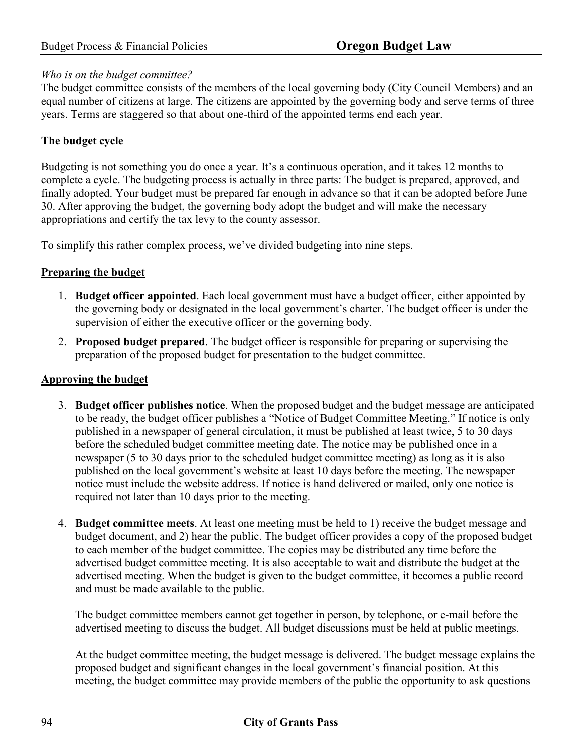*Who is on the budget committee?*
The budget committee consists of the members of the local governing body (City Council Members) and an equal number of citizens at large. The citizens are appointed by the governing body and serve terms of three years. Terms are staggered so that about one-third of the appointed terms end each year.

**The budget cycle**

Budgeting is not something you do once a year. It's a continuous operation, and it takes 12 months to complete a cycle. The budgeting process is actually in three parts: The budget is prepared, approved, and finally adopted. Your budget must be prepared far enough in advance so that it can be adopted before June 30. After approving the budget, the governing body adopt the budget and will make the necessary appropriations and certify the tax levy to the county assessor.

To simplify this rather complex process, we've divided budgeting into nine steps.

**Preparing the budget**

1. **Budget officer appointed**. Each local government must have a budget officer, either appointed by the governing body or designated in the local government's charter. The budget officer is under the supervision of either the executive officer or the governing body.
2. **Proposed budget prepared**. The budget officer is responsible for preparing or supervising the preparation of the proposed budget for presentation to the budget committee.

**Approving the budget**

3. **Budget officer publishes notice**. When the proposed budget and the budget message are anticipated to be ready, the budget officer publishes a "Notice of Budget Committee Meeting." If notice is only published in a newspaper of general circulation, it must be published at least twice, 5 to 30 days before the scheduled budget committee meeting date. The notice may be published once in a newspaper (5 to 30 days prior to the scheduled budget committee meeting) as long as it is also published on the local government's website at least 10 days before the meeting. The newspaper notice must include the website address. If notice is hand delivered or mailed, only one notice is required not later than 10 days prior to the meeting.
4. **Budget committee meets**. At least one meeting must be held to 1) receive the budget message and budget document, and 2) hear the public. The budget officer provides a copy of the proposed budget to each member of the budget committee. The copies may be distributed any time before the advertised budget committee meeting. It is also acceptable to wait and distribute the budget at the advertised meeting. When the budget is given to the budget committee, it becomes a public record and must be made available to the public.

   The budget committee members cannot get together in person, by telephone, or e-mail before the advertised meeting to discuss the budget. All budget discussions must be held at public meetings.

   At the budget committee meeting, the budget message is delivered. The budget message explains the proposed budget and significant changes in the local government's financial position. At this meeting, the budget committee may provide members of the public the opportunity to ask questions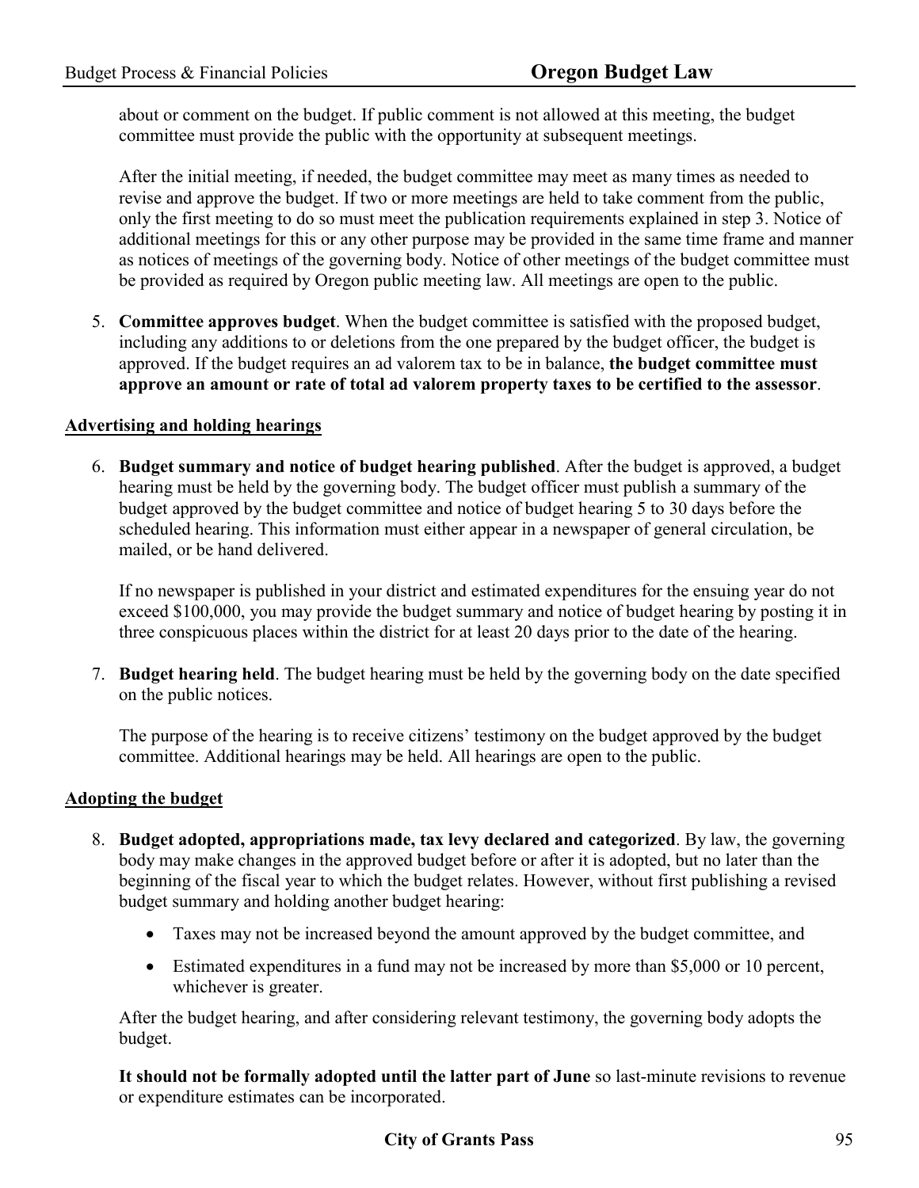about or comment on the budget. If public comment is not allowed at this meeting, the budget committee must provide the public with the opportunity at subsequent meetings.

After the initial meeting, if needed, the budget committee may meet as many times as needed to revise and approve the budget. If two or more meetings are held to take comment from the public, only the first meeting to do so must meet the publication requirements explained in step 3. Notice of additional meetings for this or any other purpose may be provided in the same time frame and manner as notices of meetings of the governing body. Notice of other meetings of the budget committee must be provided as required by Oregon public meeting law. All meetings are open to the public.

5. **Committee approves budget**. When the budget committee is satisfied with the proposed budget, including any additions to or deletions from the one prepared by the budget officer, the budget is approved. If the budget requires an ad valorem tax to be in balance, **the budget committee must approve an amount or rate of total ad valorem property taxes to be certified to the assessor**.

**Advertising and holding hearings**

6. **Budget summary and notice of budget hearing published**. After the budget is approved, a budget hearing must be held by the governing body. The budget officer must publish a summary of the budget approved by the budget committee and notice of budget hearing 5 to 30 days before the scheduled hearing. This information must either appear in a newspaper of general circulation, be mailed, or be hand delivered.

   If no newspaper is published in your district and estimated expenditures for the ensuing year do not exceed $100,000, you may provide the budget summary and notice of budget hearing by posting it in three conspicuous places within the district for at least 20 days prior to the date of the hearing.

7. **Budget hearing held**. The budget hearing must be held by the governing body on the date specified on the public notices.

   The purpose of the hearing is to receive citizens' testimony on the budget approved by the budget committee. Additional hearings may be held. All hearings are open to the public.

**Adopting the budget**

8. **Budget adopted, appropriations made, tax levy declared and categorized**. By law, the governing body may make changes in the approved budget before or after it is adopted, but no later than the beginning of the fiscal year to which the budget relates. However, without first publishing a revised budget summary and holding another budget hearing:

   - Taxes may not be increased beyond the amount approved by the budget committee, and
   - Estimated expenditures in a fund may not be increased by more than $5,000 or 10 percent, whichever is greater.

   After the budget hearing, and after considering relevant testimony, the governing body adopts the budget.

   **It should not be formally adopted until the latter part of June** so last-minute revisions to revenue or expenditure estimates can be incorporated.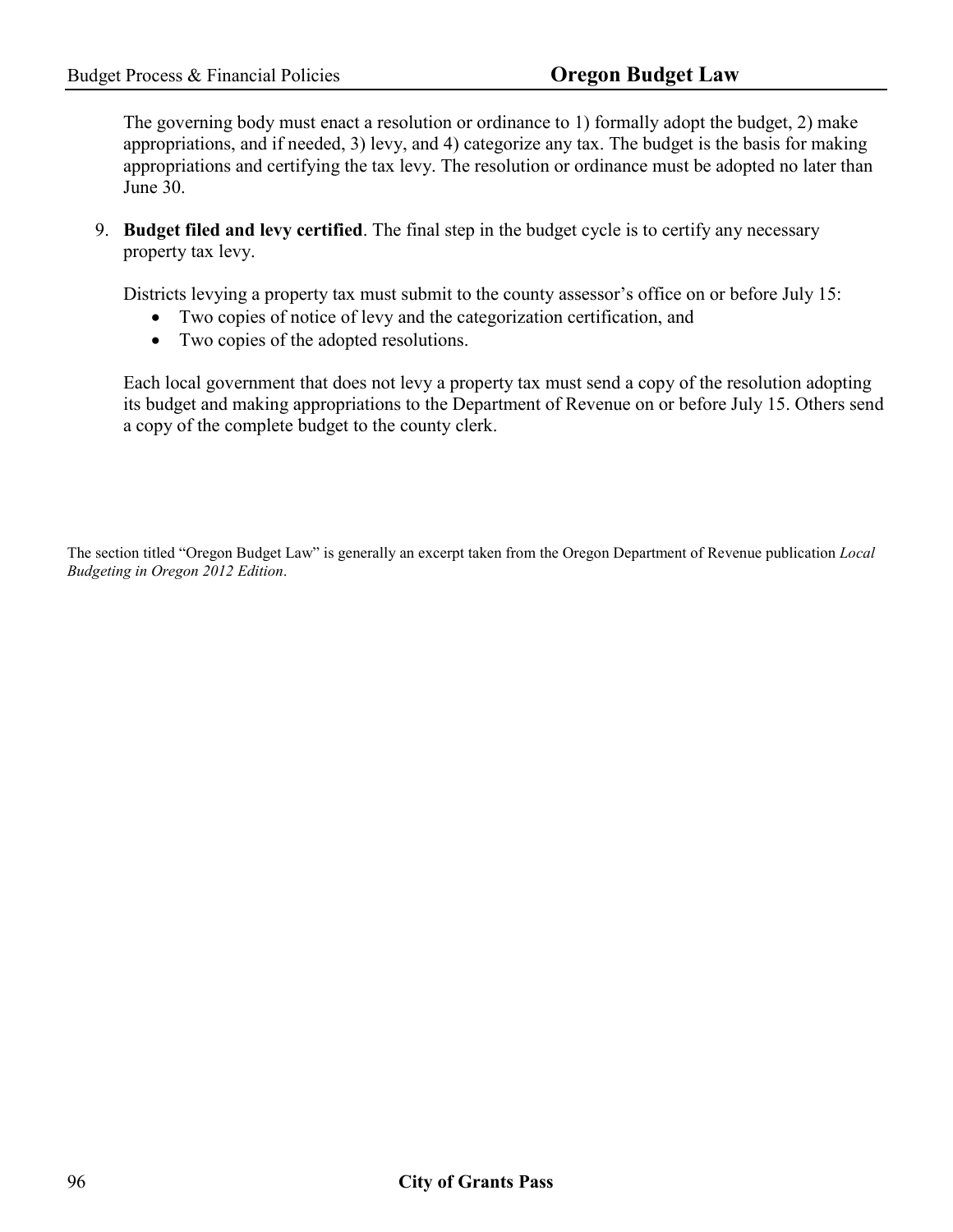The governing body must enact a resolution or ordinance to 1) formally adopt the budget, 2) make appropriations, and if needed, 3) levy, and 4) categorize any tax. The budget is the basis for making appropriations and certifying the tax levy. The resolution or ordinance must be adopted no later than June 30.

9. **Budget filed and levy certified**. The final step in the budget cycle is to certify any necessary property tax levy.

   Districts levying a property tax must submit to the county assessor's office on or before July 15:
   - Two copies of notice of levy and the categorization certification, and
   - Two copies of the adopted resolutions.

   Each local government that does not levy a property tax must send a copy of the resolution adopting its budget and making appropriations to the Department of Revenue on or before July 15. Others send a copy of the complete budget to the county clerk.

The section titled "Oregon Budget Law" is generally an excerpt taken from the Oregon Department of Revenue publication *Local Budgeting in Oregon 2012 Edition*.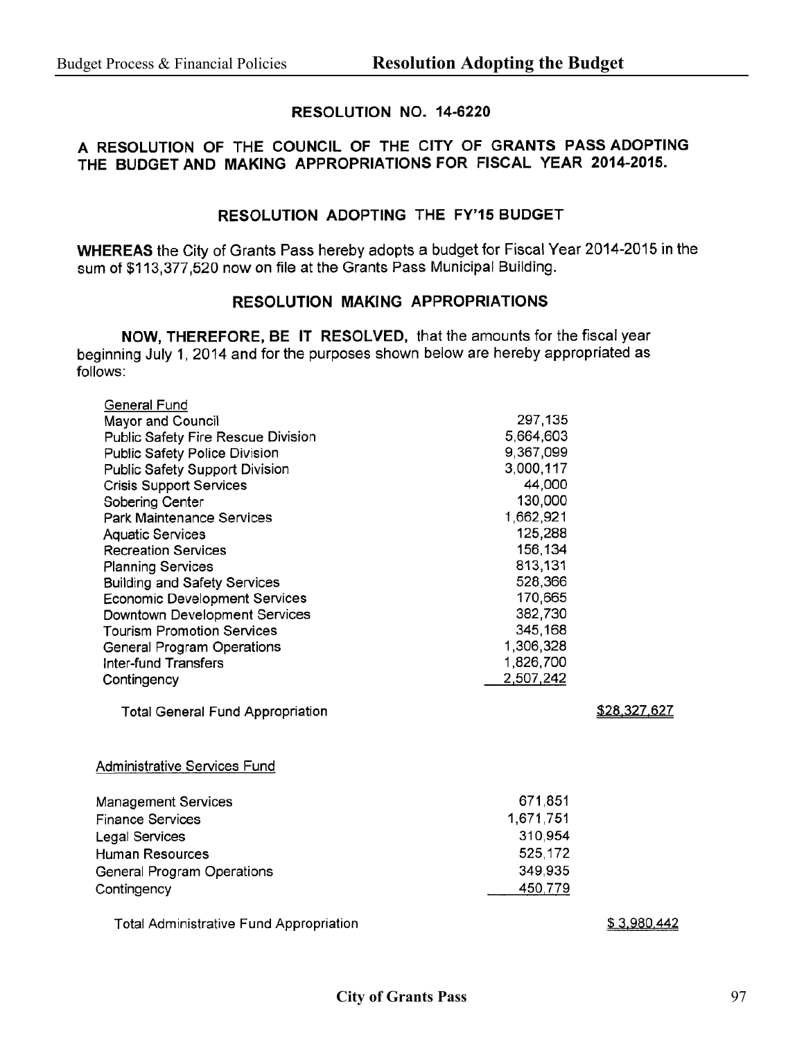## RESOLUTION NO. 14-6220

### A RESOLUTION OF THE COUNCIL OF THE CITY OF GRANTS PASS ADOPTING THE BUDGET AND MAKING APPROPRIATIONS FOR FISCAL YEAR 2014-2015.

### RESOLUTION ADOPTING THE FY'15 BUDGET

**WHEREAS** the City of Grants Pass hereby adopts a budget for Fiscal Year 2014-2015 in the sum of $113,377,520 now on file at the Grants Pass Municipal Building.

### RESOLUTION MAKING APPROPRIATIONS

**NOW, THEREFORE, BE IT RESOLVED,** that the amounts for the fiscal year beginning July 1, 2014 and for the purposes shown below are hereby appropriated as follows:

| General Fund | | |
|---|---:|---:|
| Mayor and Council | 297,135 | |
| Public Safety Fire Rescue Division | 5,664,603 | |
| Public Safety Police Division | 9,367,099 | |
| Public Safety Support Division | 3,000,117 | |
| Crisis Support Services | 44,000 | |
| Sobering Center | 130,000 | |
| Park Maintenance Services | 1,662,921 | |
| Aquatic Services | 125,288 | |
| Recreation Services | 156,134 | |
| Planning Services | 813,131 | |
| Building and Safety Services | 528,366 | |
| Economic Development Services | 170,665 | |
| Downtown Development Services | 382,730 | |
| Tourism Promotion Services | 345,168 | |
| General Program Operations | 1,306,328 | |
| Inter-fund Transfers | 1,826,700 | |
| Contingency | 2,507,242 | |
| Total General Fund Appropriation | | $28,327,627 |

| Administrative Services Fund | | |
|---|---:|---:|
| Management Services | 671,851 | |
| Finance Services | 1,671,751 | |
| Legal Services | 310,954 | |
| Human Resources | 525,172 | |
| General Program Operations | 349,935 | |
| Contingency | 450,779 | |
| Total Administrative Fund Appropriation | | $ 3,980,442 |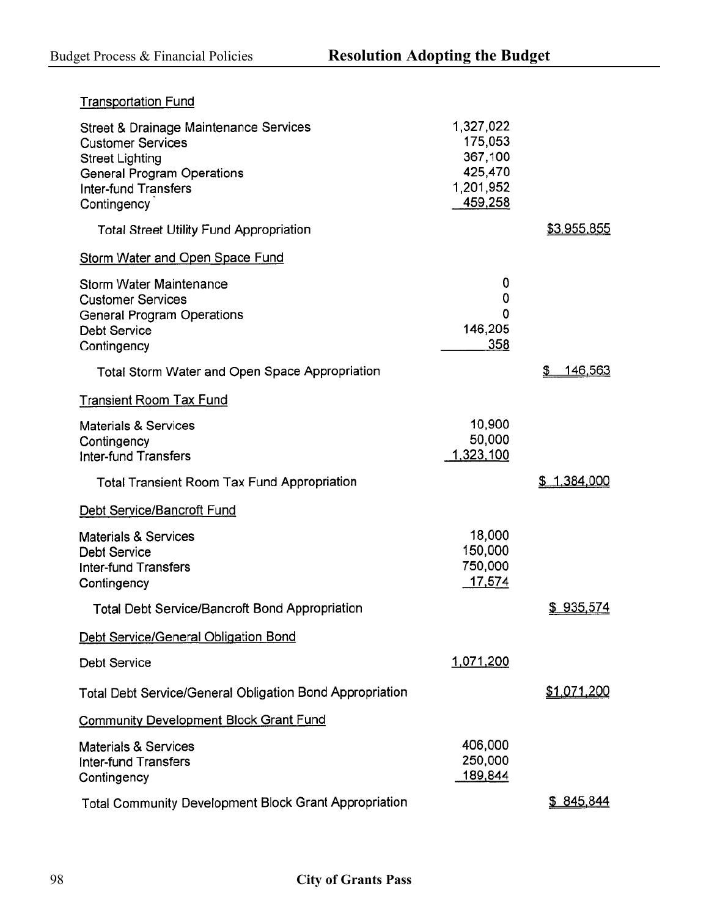### Transportation Fund

| | | |
|---|---|---|
| Street & Drainage Maintenance Services | 1,327,022 | |
| Customer Services | 175,053 | |
| Street Lighting | 367,100 | |
| General Program Operations | 425,470 | |
| Inter-fund Transfers | 1,201,952 | |
| Contingency | 459,258 | |
| Total Street Utility Fund Appropriation | | $3,955,855 |

### Storm Water and Open Space Fund

| | | |
|---|---|---|
| Storm Water Maintenance | 0 | |
| Customer Services | 0 | |
| General Program Operations | 0 | |
| Debt Service | 146,205 | |
| Contingency | 358 | |
| Total Storm Water and Open Space Appropriation | | $ 146,563 |

### Transient Room Tax Fund

| | | |
|---|---|---|
| Materials & Services | 10,900 | |
| Contingency | 50,000 | |
| Inter-fund Transfers | 1,323,100 | |
| Total Transient Room Tax Fund Appropriation | | $ 1,384,000 |

### Debt Service/Bancroft Fund

| | | |
|---|---|---|
| Materials & Services | 18,000 | |
| Debt Service | 150,000 | |
| Inter-fund Transfers | 750,000 | |
| Contingency | 17,574 | |
| Total Debt Service/Bancroft Bond Appropriation | | $ 935,574 |

### Debt Service/General Obligation Bond

| | | |
|---|---|---|
| Debt Service | 1,071,200 | |
| Total Debt Service/General Obligation Bond Appropriation | | $1,071,200 |

### Community Development Block Grant Fund

| | | |
|---|---|---|
| Materials & Services | 406,000 | |
| Inter-fund Transfers | 250,000 | |
| Contingency | 189,844 | |
| Total Community Development Block Grant Appropriation | | $ 845,844 |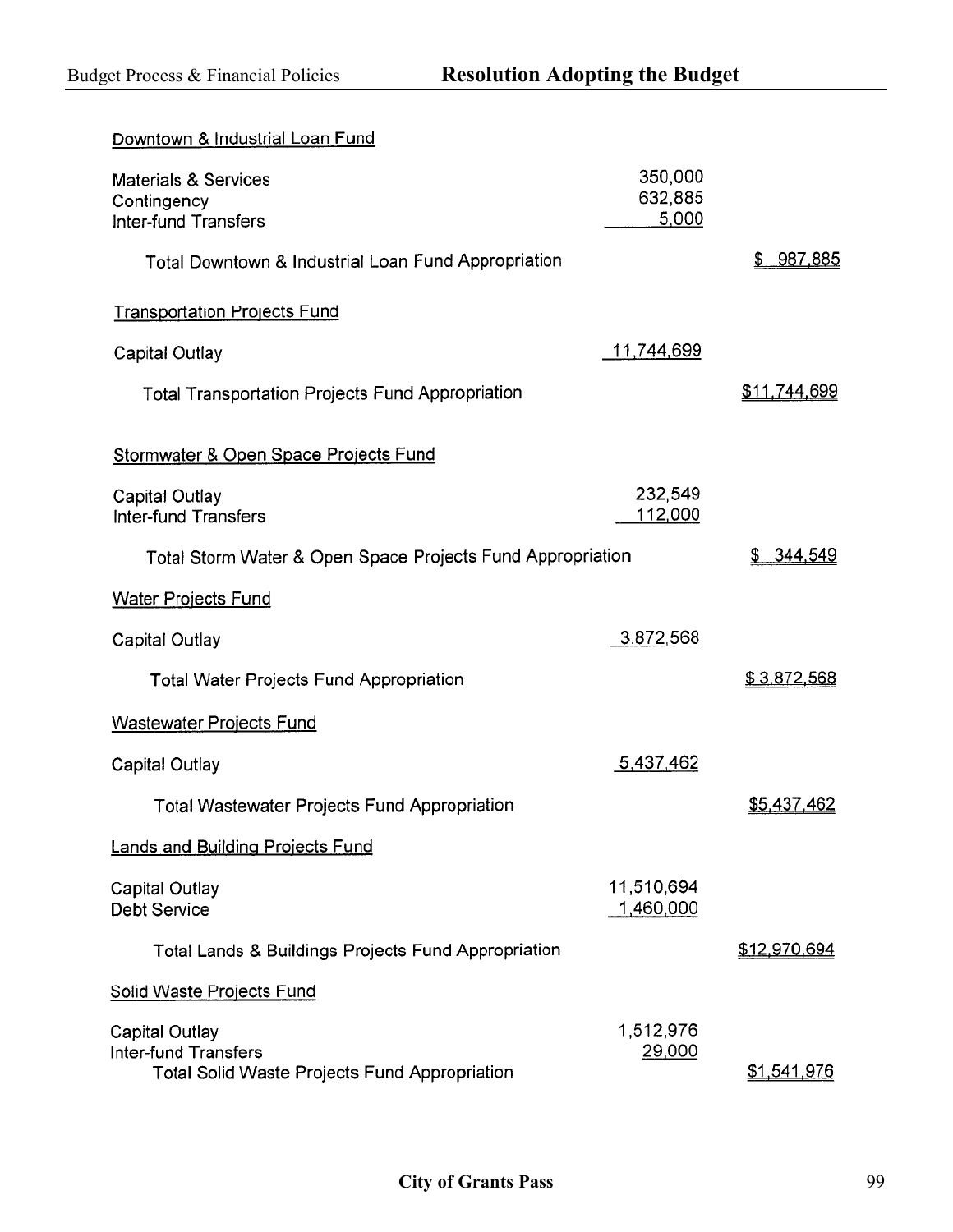Downtown & Industrial Loan Fund

| | | |
|---|---|---|
| Materials & Services | 350,000 | |
| Contingency | 632,885 | |
| Inter-fund Transfers | 5,000 | |
| Total Downtown & Industrial Loan Fund Appropriation | | $ 987,885 |

Transportation Projects Fund

| | | |
|---|---|---|
| Capital Outlay | 11,744,699 | |
| Total Transportation Projects Fund Appropriation | | $11,744,699 |

Stormwater & Open Space Projects Fund

| | | |
|---|---|---|
| Capital Outlay | 232,549 | |
| Inter-fund Transfers | 112,000 | |
| Total Storm Water & Open Space Projects Fund Appropriation | | $ 344,549 |

Water Projects Fund

| | | |
|---|---|---|
| Capital Outlay | 3,872,568 | |
| Total Water Projects Fund Appropriation | | $ 3,872,568 |

Wastewater Projects Fund

| | | |
|---|---|---|
| Capital Outlay | 5,437,462 | |
| Total Wastewater Projects Fund Appropriation | | $5,437,462 |

Lands and Building Projects Fund

| | | |
|---|---|---|
| Capital Outlay | 11,510,694 | |
| Debt Service | 1,460,000 | |
| Total Lands & Buildings Projects Fund Appropriation | | $12,970,694 |

Solid Waste Projects Fund

| | | |
|---|---|---|
| Capital Outlay | 1,512,976 | |
| Inter-fund Transfers | 29,000 | |
| Total Solid Waste Projects Fund Appropriation | | $1,541,976 |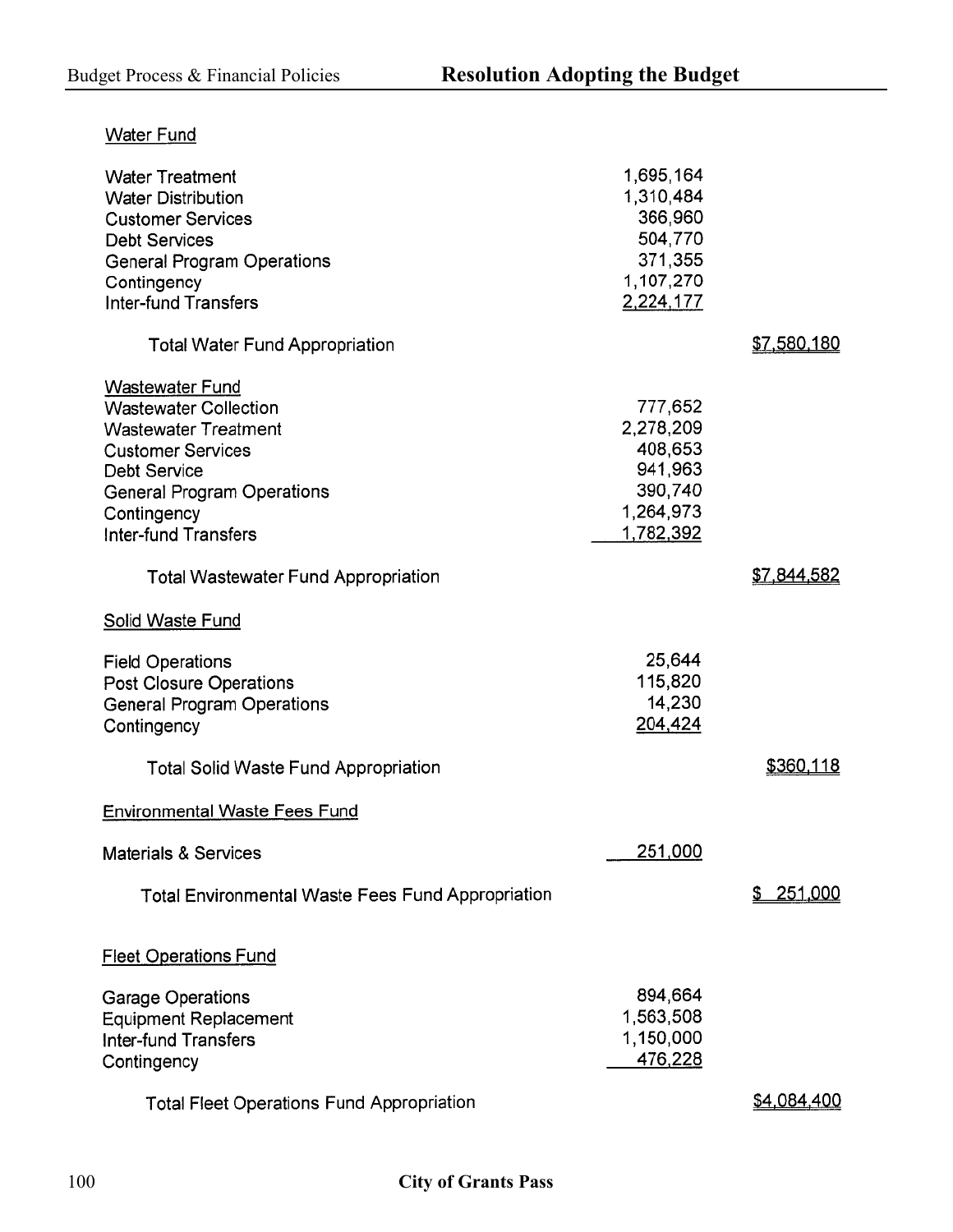| | | |
|---|---|---|
| **Water Fund** | | |
| Water Treatment | 1,695,164 | |
| Water Distribution | 1,310,484 | |
| Customer Services | 366,960 | |
| Debt Services | 504,770 | |
| General Program Operations | 371,355 | |
| Contingency | 1,107,270 | |
| Inter-fund Transfers | 2,224,177 | |
| Total Water Fund Appropriation | | $7,580,180 |
| **Wastewater Fund** | | |
| Wastewater Collection | 777,652 | |
| Wastewater Treatment | 2,278,209 | |
| Customer Services | 408,653 | |
| Debt Service | 941,963 | |
| General Program Operations | 390,740 | |
| Contingency | 1,264,973 | |
| Inter-fund Transfers | 1,782,392 | |
| Total Wastewater Fund Appropriation | | $7,844,582 |
| **Solid Waste Fund** | | |
| Field Operations | 25,644 | |
| Post Closure Operations | 115,820 | |
| General Program Operations | 14,230 | |
| Contingency | 204,424 | |
| Total Solid Waste Fund Appropriation | | $360,118 |
| **Environmental Waste Fees Fund** | | |
| Materials & Services | 251,000 | |
| Total Environmental Waste Fees Fund Appropriation | | $ 251,000 |
| **Fleet Operations Fund** | | |
| Garage Operations | 894,664 | |
| Equipment Replacement | 1,563,508 | |
| Inter-fund Transfers | 1,150,000 | |
| Contingency | 476,228 | |
| Total Fleet Operations Fund Appropriation | | $4,084,400 |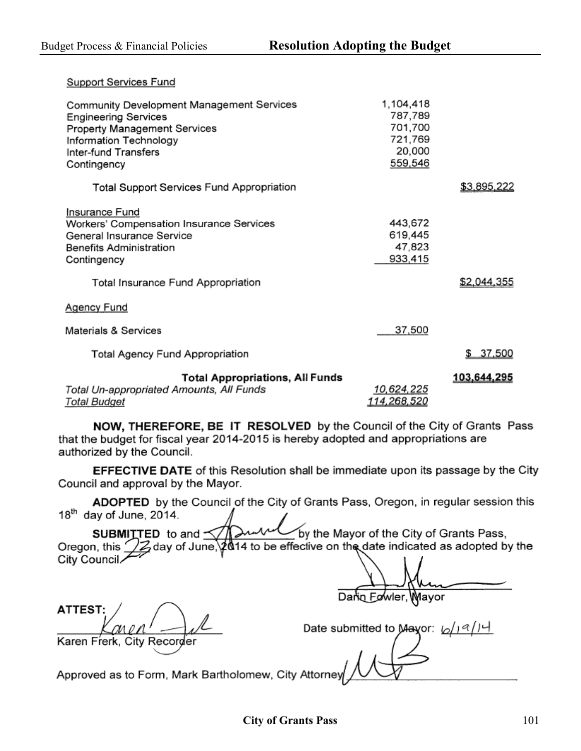### Support Services Fund

| | | |
|---|---|---|
| Community Development Management Services | 1,104,418 | |
| Engineering Services | 787,789 | |
| Property Management Services | 701,700 | |
| Information Technology | 721,769 | |
| Inter-fund Transfers | 20,000 | |
| Contingency | 559,546 | |
| Total Support Services Fund Appropriation | | $3,895,222 |

### Insurance Fund

| | | |
|---|---|---|
| Workers' Compensation Insurance Services | 443,672 | |
| General Insurance Service | 619,445 | |
| Benefits Administration | 47,823 | |
| Contingency | 933,415 | |
| Total Insurance Fund Appropriation | | $2,044,355 |

### Agency Fund

| | | |
|---|---|---|
| Materials & Services | 37,500 | |
| Total Agency Fund Appropriation | | $ 37,500 |

| | | |
|---|---|---|
| **Total Appropriations, All Funds** | | **103,644,295** |
| *Total Un-appropriated Amounts, All Funds* | *10,624,225* | |
| *Total Budget* | *114,268,520* | |

**NOW, THEREFORE, BE IT RESOLVED** by the Council of the City of Grants Pass that the budget for fiscal year 2014-2015 is hereby adopted and appropriations are authorized by the Council.

**EFFECTIVE DATE** of this Resolution shall be immediate upon its passage by the City Council and approval by the Mayor.

**ADOPTED** by the Council of the City of Grants Pass, Oregon, in regular session this 18th day of June, 2014.

**SUBMITTED** to and Approved by the Mayor of the City of Grants Pass, Oregon, this 23 day of June, 2014 to be effective on the date indicated as adopted by the City Council.

Darin Fowler, Mayor

ATTEST:

Karen Frerk, City Recorder

Date submitted to Mayor: 6/19/14

Approved as to Form, Mark Bartholomew, City Attorney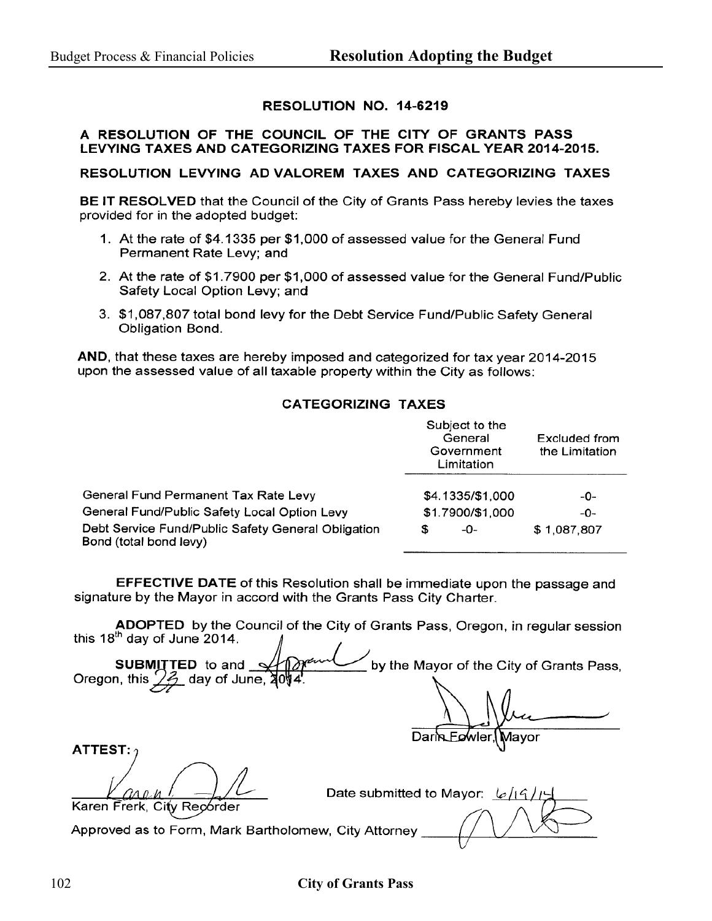# RESOLUTION NO. 14-6219

## A RESOLUTION OF THE COUNCIL OF THE CITY OF GRANTS PASS LEVYING TAXES AND CATEGORIZING TAXES FOR FISCAL YEAR 2014-2015.

## RESOLUTION LEVYING AD VALOREM TAXES AND CATEGORIZING TAXES

**BE IT RESOLVED** that the Council of the City of Grants Pass hereby levies the taxes provided for in the adopted budget:

1. At the rate of $4.1335 per $1,000 of assessed value for the General Fund Permanent Rate Levy; and
2. At the rate of $1.7900 per $1,000 of assessed value for the General Fund/Public Safety Local Option Levy; and
3. $1,087,807 total bond levy for the Debt Service Fund/Public Safety General Obligation Bond.

**AND**, that these taxes are hereby imposed and categorized for tax year 2014-2015 upon the assessed value of all taxable property within the City as follows:

### CATEGORIZING TAXES

| | Subject to the General Government Limitation | Excluded from the Limitation |
|---|---|---|
| General Fund Permanent Tax Rate Levy | $4.1335/$1,000 | -0- |
| General Fund/Public Safety Local Option Levy | $1.7900/$1,000 | -0- |
| Debt Service Fund/Public Safety General Obligation Bond (total bond levy) | $ -0- | $ 1,087,807 |

**EFFECTIVE DATE** of this Resolution shall be immediate upon the passage and signature by the Mayor in accord with the Grants Pass City Charter.

**ADOPTED** by the Council of the City of Grants Pass, Oregon, in regular session this 18th day of June 2014.

**SUBMITTED** to and Approved by the Mayor of the City of Grants Pass, Oregon, this 23 day of June, 2014.

Darin Fowler, Mayor

**ATTEST:**

Karen Frerk, City Recorder

Date submitted to Mayor: 6/19/14

Approved as to Form, Mark Bartholomew, City Attorney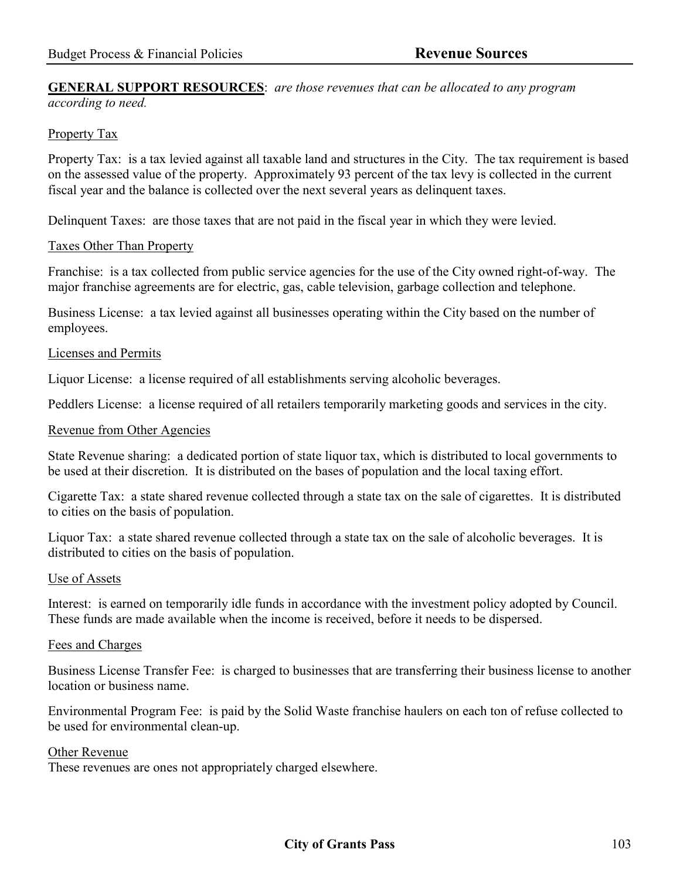**GENERAL SUPPORT RESOURCES**: *are those revenues that can be allocated to any program according to need.*

Property Tax

Property Tax: is a tax levied against all taxable land and structures in the City. The tax requirement is based on the assessed value of the property. Approximately 93 percent of the tax levy is collected in the current fiscal year and the balance is collected over the next several years as delinquent taxes.

Delinquent Taxes: are those taxes that are not paid in the fiscal year in which they were levied.

Taxes Other Than Property

Franchise: is a tax collected from public service agencies for the use of the City owned right-of-way. The major franchise agreements are for electric, gas, cable television, garbage collection and telephone.

Business License: a tax levied against all businesses operating within the City based on the number of employees.

Licenses and Permits

Liquor License: a license required of all establishments serving alcoholic beverages.

Peddlers License: a license required of all retailers temporarily marketing goods and services in the city.

Revenue from Other Agencies

State Revenue sharing: a dedicated portion of state liquor tax, which is distributed to local governments to be used at their discretion. It is distributed on the bases of population and the local taxing effort.

Cigarette Tax: a state shared revenue collected through a state tax on the sale of cigarettes. It is distributed to cities on the basis of population.

Liquor Tax: a state shared revenue collected through a state tax on the sale of alcoholic beverages. It is distributed to cities on the basis of population.

Use of Assets

Interest: is earned on temporarily idle funds in accordance with the investment policy adopted by Council. These funds are made available when the income is received, before it needs to be dispersed.

Fees and Charges

Business License Transfer Fee: is charged to businesses that are transferring their business license to another location or business name.

Environmental Program Fee: is paid by the Solid Waste franchise haulers on each ton of refuse collected to be used for environmental clean-up.

Other Revenue

These revenues are ones not appropriately charged elsewhere.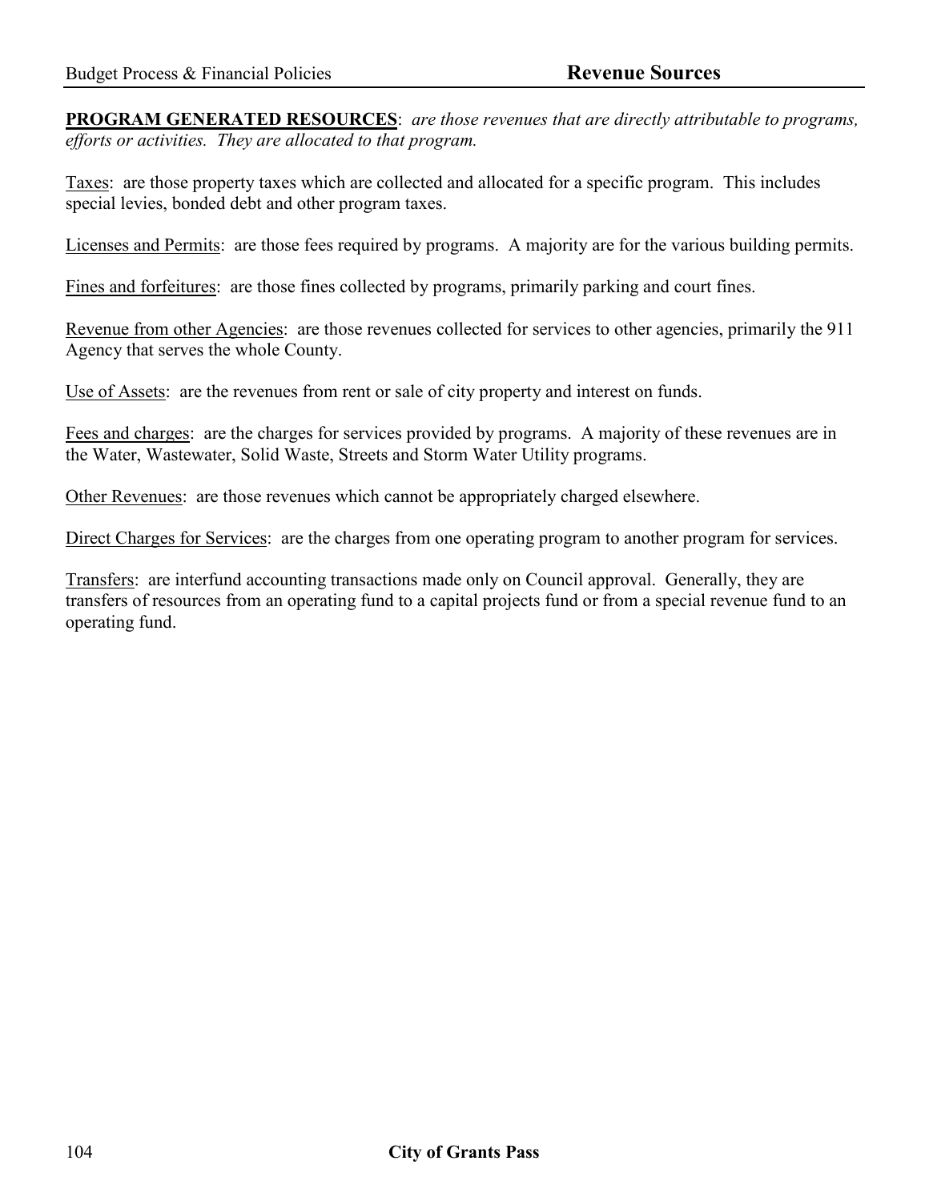**PROGRAM GENERATED RESOURCES**: *are those revenues that are directly attributable to programs, efforts or activities. They are allocated to that program.*

Taxes: are those property taxes which are collected and allocated for a specific program. This includes special levies, bonded debt and other program taxes.

Licenses and Permits: are those fees required by programs. A majority are for the various building permits.

Fines and forfeitures: are those fines collected by programs, primarily parking and court fines.

Revenue from other Agencies: are those revenues collected for services to other agencies, primarily the 911 Agency that serves the whole County.

Use of Assets: are the revenues from rent or sale of city property and interest on funds.

Fees and charges: are the charges for services provided by programs. A majority of these revenues are in the Water, Wastewater, Solid Waste, Streets and Storm Water Utility programs.

Other Revenues: are those revenues which cannot be appropriately charged elsewhere.

Direct Charges for Services: are the charges from one operating program to another program for services.

Transfers: are interfund accounting transactions made only on Council approval. Generally, they are transfers of resources from an operating fund to a capital projects fund or from a special revenue fund to an operating fund.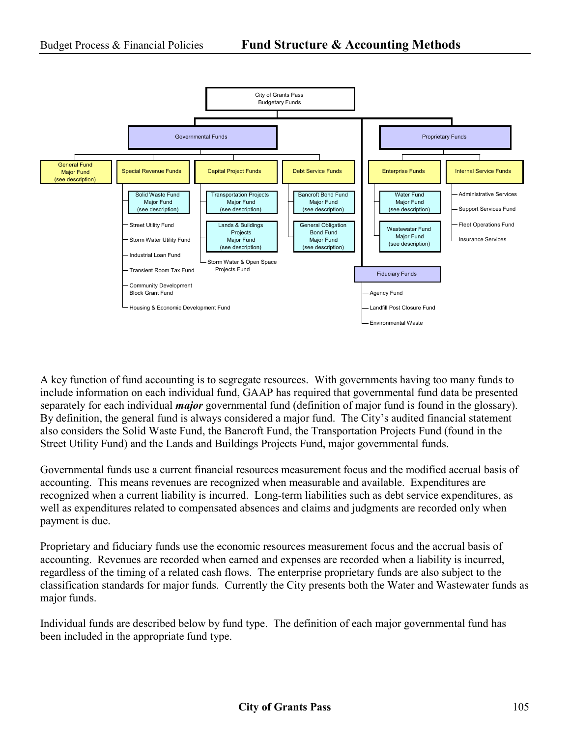## Fund Structure & Accounting Methods

- City of Grants Pass Budgetary Funds
  - Governmental Funds
    - General Fund Major Fund (see description)
    - Special Revenue Funds
      - Solid Waste Fund Major Fund (see description)
      - Street Utility Fund
      - Storm Water Utility Fund
      - Industrial Loan Fund
      - Transient Room Tax Fund
      - Community Development Block Grant Fund
      - Housing & Economic Development Fund
    - Capital Project Funds
      - Transportation Projects Major Fund (see description)
      - Lands & Buildings Projects Major Fund (see description)
      - Storm Water & Open Space Projects Fund
    - Debt Service Funds
      - Bancroft Bond Fund Major Fund (see description)
      - General Obligation Bond Fund Major Fund (see description)
  - Proprietary Funds
    - Enterprise Funds
      - Water Fund Major Fund (see description)
      - Wastewater Fund Major Fund (see description)
    - Internal Service Funds
      - Administrative Services
      - Support Services Fund
      - Fleet Operations Fund
      - Insurance Services
  - Fiduciary Funds
    - Agency Fund
    - Landfill Post Closure Fund
    - Environmental Waste

A key function of fund accounting is to segregate resources. With governments having too many funds to include information on each individual fund, GAAP has required that governmental fund data be presented separately for each individual ***major*** governmental fund (definition of major fund is found in the glossary). By definition, the general fund is always considered a major fund. The City's audited financial statement also considers the Solid Waste Fund, the Bancroft Fund, the Transportation Projects Fund (found in the Street Utility Fund) and the Lands and Buildings Projects Fund, major governmental funds.

Governmental funds use a current financial resources measurement focus and the modified accrual basis of accounting. This means revenues are recognized when measurable and available. Expenditures are recognized when a current liability is incurred. Long-term liabilities such as debt service expenditures, as well as expenditures related to compensated absences and claims and judgments are recorded only when payment is due.

Proprietary and fiduciary funds use the economic resources measurement focus and the accrual basis of accounting. Revenues are recorded when earned and expenses are recorded when a liability is incurred, regardless of the timing of a related cash flows. The enterprise proprietary funds are also subject to the classification standards for major funds. Currently the City presents both the Water and Wastewater funds as major funds.

Individual funds are described below by fund type. The definition of each major governmental fund has been included in the appropriate fund type.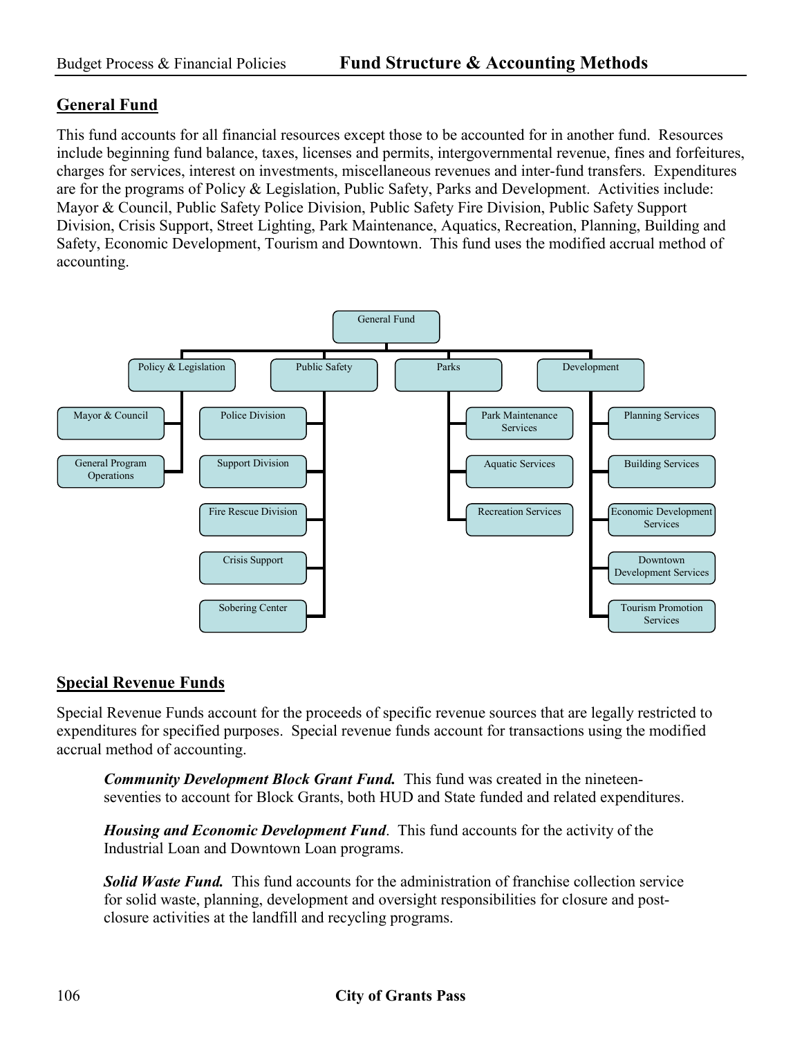## General Fund

This fund accounts for all financial resources except those to be accounted for in another fund. Resources include beginning fund balance, taxes, licenses and permits, intergovernmental revenue, fines and forfeitures, charges for services, interest on investments, miscellaneous revenues and inter-fund transfers. Expenditures are for the programs of Policy & Legislation, Public Safety, Parks and Development. Activities include: Mayor & Council, Public Safety Police Division, Public Safety Fire Division, Public Safety Support Division, Crisis Support, Street Lighting, Park Maintenance, Aquatics, Recreation, Planning, Building and Safety, Economic Development, Tourism and Downtown. This fund uses the modified accrual method of accounting.

- General Fund
  - Policy & Legislation
    - Mayor & Council
    - General Program Operations
  - Public Safety
    - Police Division
    - Support Division
    - Fire Rescue Division
    - Crisis Support
    - Sobering Center
  - Parks
    - Park Maintenance Services
    - Aquatic Services
    - Recreation Services
  - Development
    - Planning Services
    - Building Services
    - Economic Development Services
    - Downtown Development Services
    - Tourism Promotion Services

## Special Revenue Funds

Special Revenue Funds account for the proceeds of specific revenue sources that are legally restricted to expenditures for specified purposes. Special revenue funds account for transactions using the modified accrual method of accounting.

***Community Development Block Grant Fund.*** This fund was created in the nineteen-seventies to account for Block Grants, both HUD and State funded and related expenditures.

***Housing and Economic Development Fund***. This fund accounts for the activity of the Industrial Loan and Downtown Loan programs.

***Solid Waste Fund.*** This fund accounts for the administration of franchise collection service for solid waste, planning, development and oversight responsibilities for closure and post-closure activities at the landfill and recycling programs.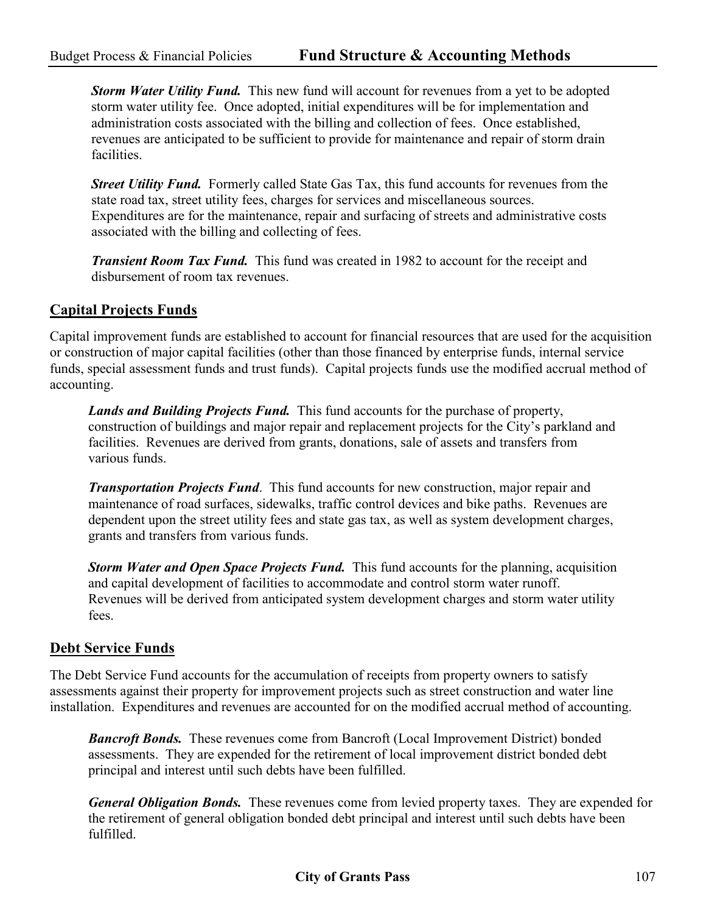***Storm Water Utility Fund.*** This new fund will account for revenues from a yet to be adopted storm water utility fee. Once adopted, initial expenditures will be for implementation and administration costs associated with the billing and collection of fees. Once established, revenues are anticipated to be sufficient to provide for maintenance and repair of storm drain facilities.

***Street Utility Fund.*** Formerly called State Gas Tax, this fund accounts for revenues from the state road tax, street utility fees, charges for services and miscellaneous sources. Expenditures are for the maintenance, repair and surfacing of streets and administrative costs associated with the billing and collecting of fees.

***Transient Room Tax Fund.*** This fund was created in 1982 to account for the receipt and disbursement of room tax revenues.

## Capital Projects Funds

Capital improvement funds are established to account for financial resources that are used for the acquisition or construction of major capital facilities (other than those financed by enterprise funds, internal service funds, special assessment funds and trust funds). Capital projects funds use the modified accrual method of accounting.

***Lands and Building Projects Fund.*** This fund accounts for the purchase of property, construction of buildings and major repair and replacement projects for the City's parkland and facilities. Revenues are derived from grants, donations, sale of assets and transfers from various funds.

***Transportation Projects Fund***. This fund accounts for new construction, major repair and maintenance of road surfaces, sidewalks, traffic control devices and bike paths. Revenues are dependent upon the street utility fees and state gas tax, as well as system development charges, grants and transfers from various funds.

***Storm Water and Open Space Projects Fund.*** This fund accounts for the planning, acquisition and capital development of facilities to accommodate and control storm water runoff. Revenues will be derived from anticipated system development charges and storm water utility fees.

## Debt Service Funds

The Debt Service Fund accounts for the accumulation of receipts from property owners to satisfy assessments against their property for improvement projects such as street construction and water line installation. Expenditures and revenues are accounted for on the modified accrual method of accounting.

***Bancroft Bonds.*** These revenues come from Bancroft (Local Improvement District) bonded assessments. They are expended for the retirement of local improvement district bonded debt principal and interest until such debts have been fulfilled.

***General Obligation Bonds.*** These revenues come from levied property taxes. They are expended for the retirement of general obligation bonded debt principal and interest until such debts have been fulfilled.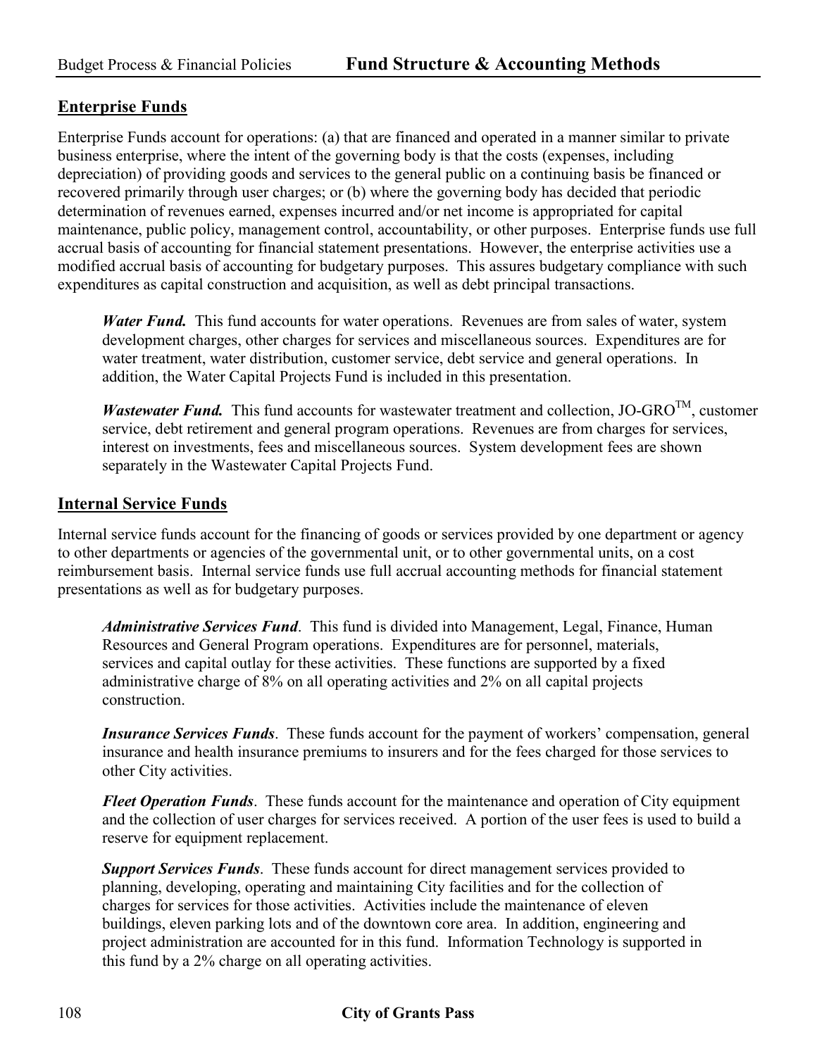## Enterprise Funds

Enterprise Funds account for operations: (a) that are financed and operated in a manner similar to private business enterprise, where the intent of the governing body is that the costs (expenses, including depreciation) of providing goods and services to the general public on a continuing basis be financed or recovered primarily through user charges; or (b) where the governing body has decided that periodic determination of revenues earned, expenses incurred and/or net income is appropriated for capital maintenance, public policy, management control, accountability, or other purposes. Enterprise funds use full accrual basis of accounting for financial statement presentations. However, the enterprise activities use a modified accrual basis of accounting for budgetary purposes. This assures budgetary compliance with such expenditures as capital construction and acquisition, as well as debt principal transactions.

***Water Fund.*** This fund accounts for water operations. Revenues are from sales of water, system development charges, other charges for services and miscellaneous sources. Expenditures are for water treatment, water distribution, customer service, debt service and general operations. In addition, the Water Capital Projects Fund is included in this presentation.

***Wastewater Fund.*** This fund accounts for wastewater treatment and collection, JO-GRO™, customer service, debt retirement and general program operations. Revenues are from charges for services, interest on investments, fees and miscellaneous sources. System development fees are shown separately in the Wastewater Capital Projects Fund.

## Internal Service Funds

Internal service funds account for the financing of goods or services provided by one department or agency to other departments or agencies of the governmental unit, or to other governmental units, on a cost reimbursement basis. Internal service funds use full accrual accounting methods for financial statement presentations as well as for budgetary purposes.

***Administrative Services Fund***. This fund is divided into Management, Legal, Finance, Human Resources and General Program operations. Expenditures are for personnel, materials, services and capital outlay for these activities. These functions are supported by a fixed administrative charge of 8% on all operating activities and 2% on all capital projects construction.

***Insurance Services Funds***. These funds account for the payment of workers' compensation, general insurance and health insurance premiums to insurers and for the fees charged for those services to other City activities.

***Fleet Operation Funds***. These funds account for the maintenance and operation of City equipment and the collection of user charges for services received. A portion of the user fees is used to build a reserve for equipment replacement.

***Support Services Funds***. These funds account for direct management services provided to planning, developing, operating and maintaining City facilities and for the collection of charges for services for those activities. Activities include the maintenance of eleven buildings, eleven parking lots and of the downtown core area. In addition, engineering and project administration are accounted for in this fund. Information Technology is supported in this fund by a 2% charge on all operating activities.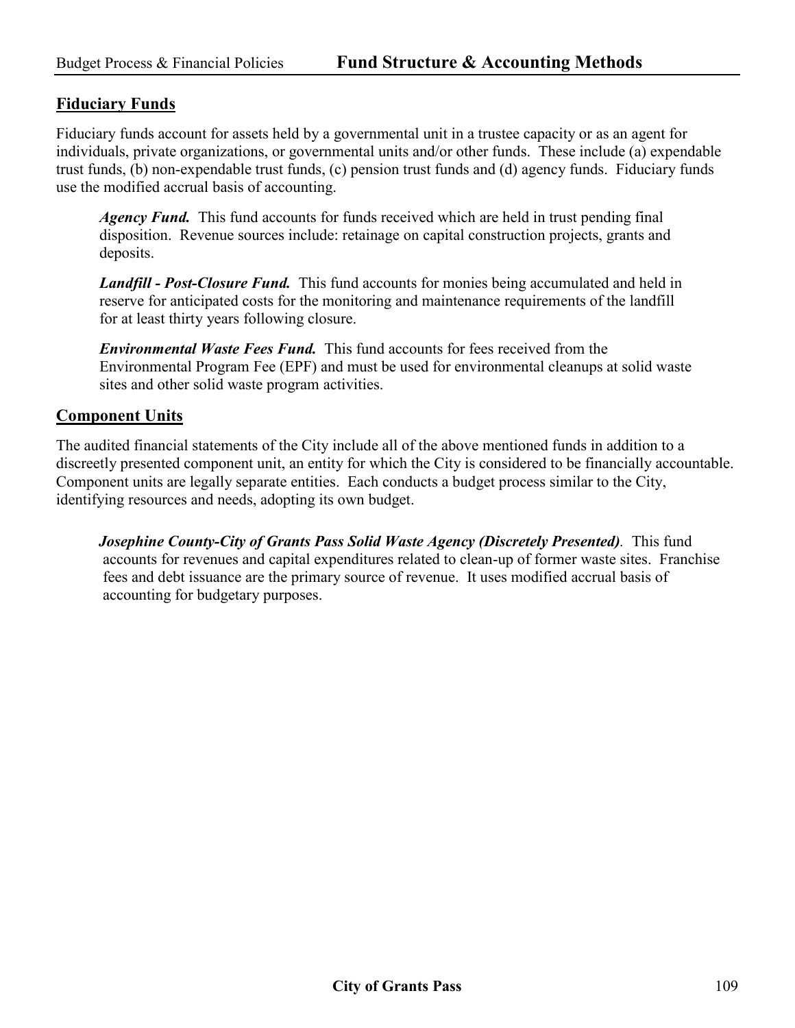## Fiduciary Funds

Fiduciary funds account for assets held by a governmental unit in a trustee capacity or as an agent for individuals, private organizations, or governmental units and/or other funds. These include (a) expendable trust funds, (b) non-expendable trust funds, (c) pension trust funds and (d) agency funds. Fiduciary funds use the modified accrual basis of accounting.

> ***Agency Fund.*** This fund accounts for funds received which are held in trust pending final disposition. Revenue sources include: retainage on capital construction projects, grants and deposits.
>
> ***Landfill - Post-Closure Fund.*** This fund accounts for monies being accumulated and held in reserve for anticipated costs for the monitoring and maintenance requirements of the landfill for at least thirty years following closure.
>
> ***Environmental Waste Fees Fund.*** This fund accounts for fees received from the Environmental Program Fee (EPF) and must be used for environmental cleanups at solid waste sites and other solid waste program activities.

## Component Units

The audited financial statements of the City include all of the above mentioned funds in addition to a discreetly presented component unit, an entity for which the City is considered to be financially accountable. Component units are legally separate entities. Each conducts a budget process similar to the City, identifying resources and needs, adopting its own budget.

> ***Josephine County-City of Grants Pass Solid Waste Agency (Discretely Presented).*** This fund accounts for revenues and capital expenditures related to clean-up of former waste sites. Franchise fees and debt issuance are the primary source of revenue. It uses modified accrual basis of accounting for budgetary purposes.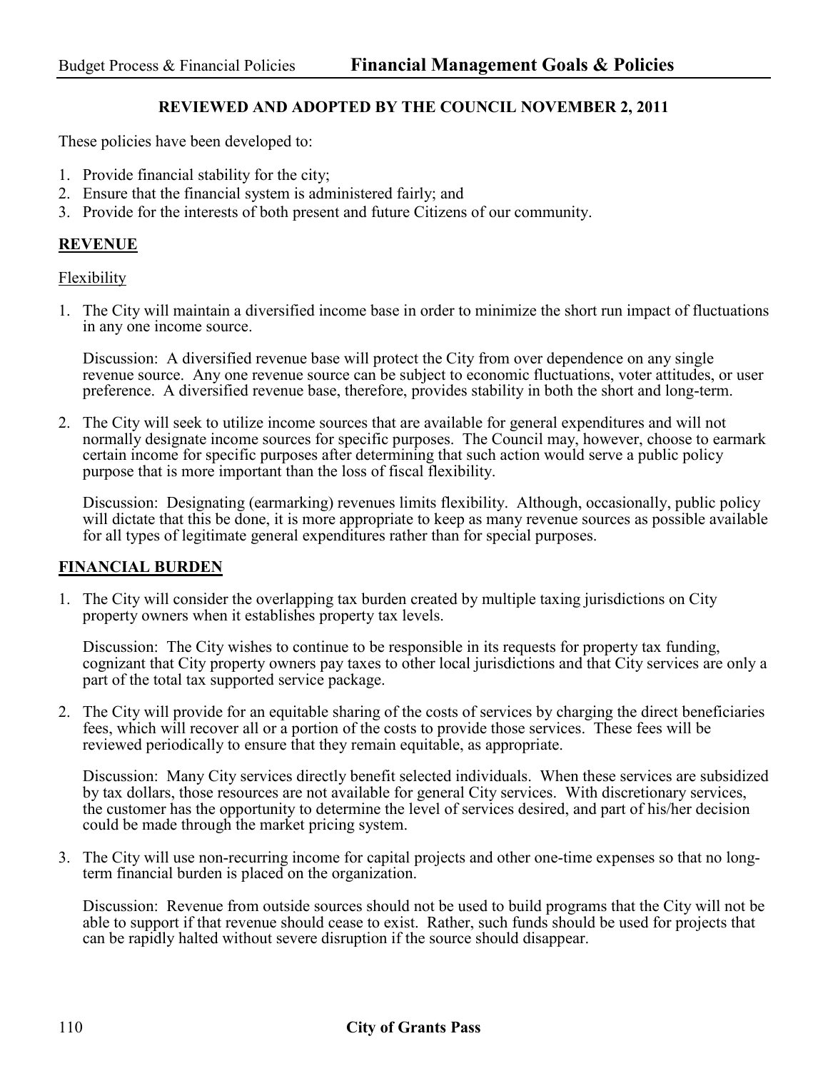**REVIEWED AND ADOPTED BY THE COUNCIL NOVEMBER 2, 2011**

These policies have been developed to:

1. Provide financial stability for the city;
2. Ensure that the financial system is administered fairly; and
3. Provide for the interests of both present and future Citizens of our community.

## REVENUE

### Flexibility

1. The City will maintain a diversified income base in order to minimize the short run impact of fluctuations in any one income source.

   Discussion: A diversified revenue base will protect the City from over dependence on any single revenue source. Any one revenue source can be subject to economic fluctuations, voter attitudes, or user preference. A diversified revenue base, therefore, provides stability in both the short and long-term.

2. The City will seek to utilize income sources that are available for general expenditures and will not normally designate income sources for specific purposes. The Council may, however, choose to earmark certain income for specific purposes after determining that such action would serve a public policy purpose that is more important than the loss of fiscal flexibility.

   Discussion: Designating (earmarking) revenues limits flexibility. Although, occasionally, public policy will dictate that this be done, it is more appropriate to keep as many revenue sources as possible available for all types of legitimate general expenditures rather than for special purposes.

## FINANCIAL BURDEN

1. The City will consider the overlapping tax burden created by multiple taxing jurisdictions on City property owners when it establishes property tax levels.

   Discussion: The City wishes to continue to be responsible in its requests for property tax funding, cognizant that City property owners pay taxes to other local jurisdictions and that City services are only a part of the total tax supported service package.

2. The City will provide for an equitable sharing of the costs of services by charging the direct beneficiaries fees, which will recover all or a portion of the costs to provide those services. These fees will be reviewed periodically to ensure that they remain equitable, as appropriate.

   Discussion: Many City services directly benefit selected individuals. When these services are subsidized by tax dollars, those resources are not available for general City services. With discretionary services, the customer has the opportunity to determine the level of services desired, and part of his/her decision could be made through the market pricing system.

3. The City will use non-recurring income for capital projects and other one-time expenses so that no long-term financial burden is placed on the organization.

   Discussion: Revenue from outside sources should not be used to build programs that the City will not be able to support if that revenue should cease to exist. Rather, such funds should be used for projects that can be rapidly halted without severe disruption if the source should disappear.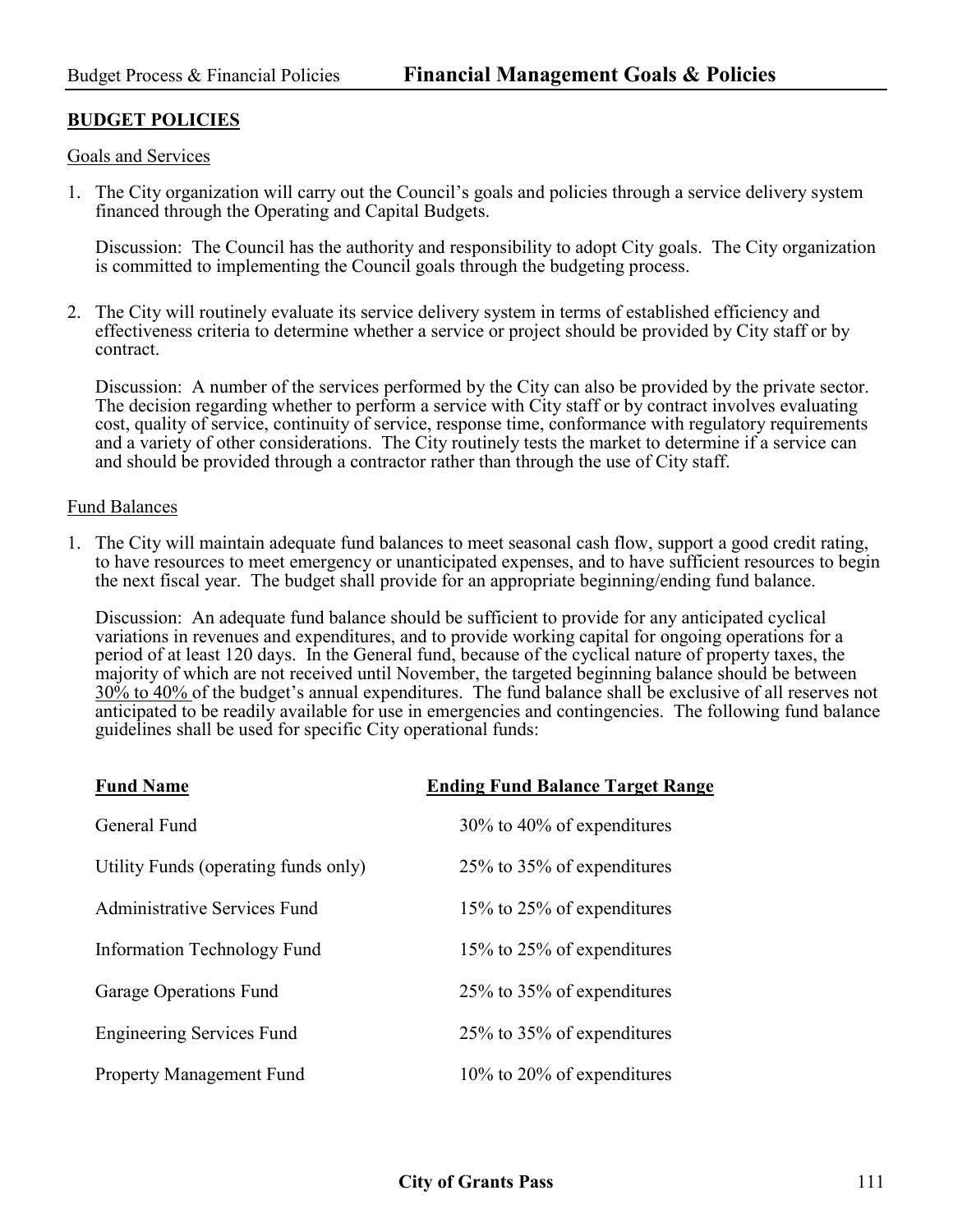## BUDGET POLICIES

### Goals and Services

1. The City organization will carry out the Council's goals and policies through a service delivery system financed through the Operating and Capital Budgets.

   Discussion: The Council has the authority and responsibility to adopt City goals. The City organization is committed to implementing the Council goals through the budgeting process.

2. The City will routinely evaluate its service delivery system in terms of established efficiency and effectiveness criteria to determine whether a service or project should be provided by City staff or by contract.

   Discussion: A number of the services performed by the City can also be provided by the private sector. The decision regarding whether to perform a service with City staff or by contract involves evaluating cost, quality of service, continuity of service, response time, conformance with regulatory requirements and a variety of other considerations. The City routinely tests the market to determine if a service can and should be provided through a contractor rather than through the use of City staff.

### Fund Balances

1. The City will maintain adequate fund balances to meet seasonal cash flow, support a good credit rating, to have resources to meet emergency or unanticipated expenses, and to have sufficient resources to begin the next fiscal year. The budget shall provide for an appropriate beginning/ending fund balance.

   Discussion: An adequate fund balance should be sufficient to provide for any anticipated cyclical variations in revenues and expenditures, and to provide working capital for ongoing operations for a period of at least 120 days. In the General fund, because of the cyclical nature of property taxes, the majority of which are not received until November, the targeted beginning balance should be between 30% to 40% of the budget's annual expenditures. The fund balance shall be exclusive of all reserves not anticipated to be readily available for use in emergencies and contingencies. The following fund balance guidelines shall be used for specific City operational funds:

| Fund Name | Ending Fund Balance Target Range |
|---|---|
| General Fund | 30% to 40% of expenditures |
| Utility Funds (operating funds only) | 25% to 35% of expenditures |
| Administrative Services Fund | 15% to 25% of expenditures |
| Information Technology Fund | 15% to 25% of expenditures |
| Garage Operations Fund | 25% to 35% of expenditures |
| Engineering Services Fund | 25% to 35% of expenditures |
| Property Management Fund | 10% to 20% of expenditures |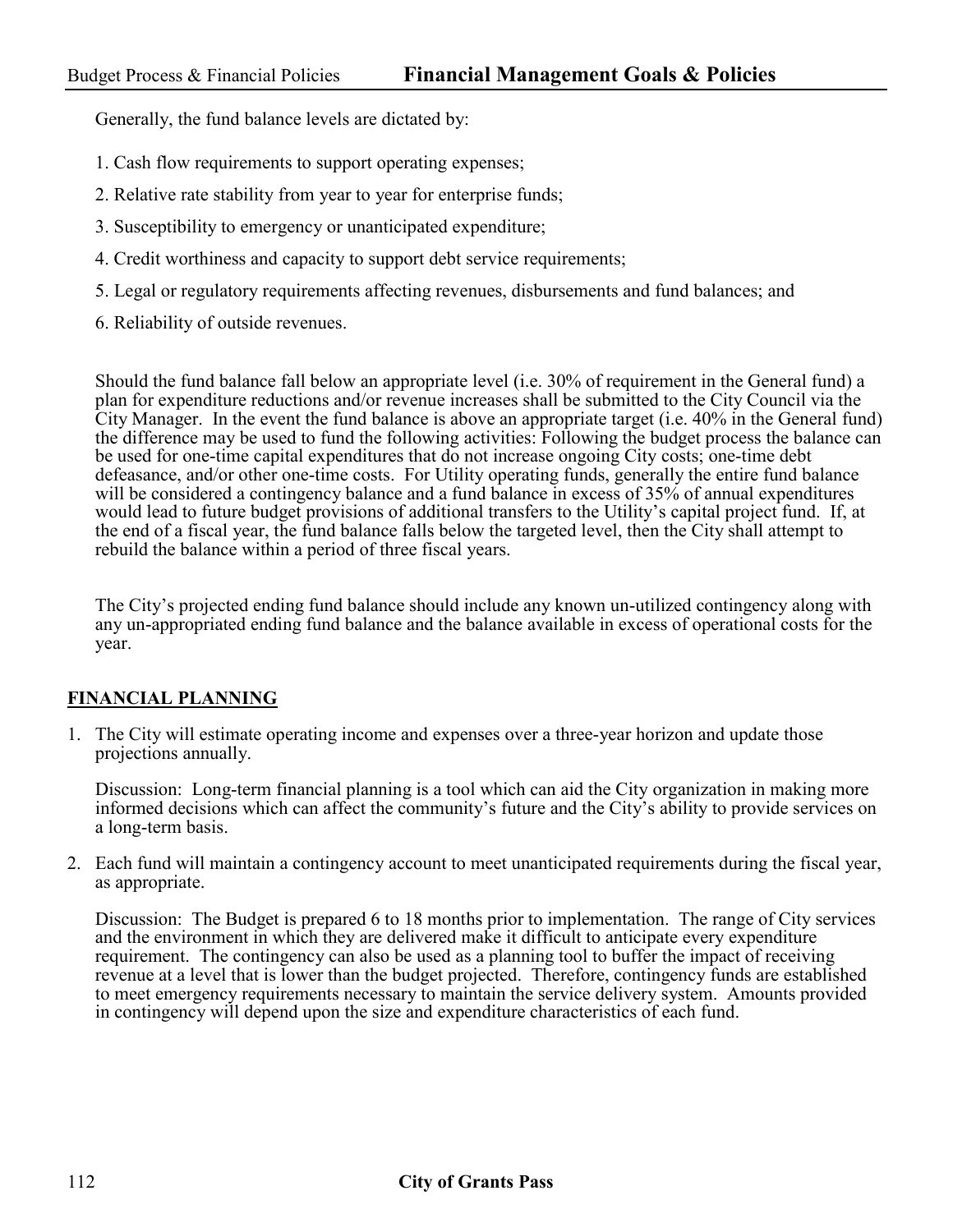Generally, the fund balance levels are dictated by:

1. Cash flow requirements to support operating expenses;
2. Relative rate stability from year to year for enterprise funds;
3. Susceptibility to emergency or unanticipated expenditure;
4. Credit worthiness and capacity to support debt service requirements;
5. Legal or regulatory requirements affecting revenues, disbursements and fund balances; and
6. Reliability of outside revenues.

Should the fund balance fall below an appropriate level (i.e. 30% of requirement in the General fund) a plan for expenditure reductions and/or revenue increases shall be submitted to the City Council via the City Manager. In the event the fund balance is above an appropriate target (i.e. 40% in the General fund) the difference may be used to fund the following activities: Following the budget process the balance can be used for one-time capital expenditures that do not increase ongoing City costs; one-time debt defeasance, and/or other one-time costs. For Utility operating funds, generally the entire fund balance will be considered a contingency balance and a fund balance in excess of 35% of annual expenditures would lead to future budget provisions of additional transfers to the Utility's capital project fund. If, at the end of a fiscal year, the fund balance falls below the targeted level, then the City shall attempt to rebuild the balance within a period of three fiscal years.

The City's projected ending fund balance should include any known un-utilized contingency along with any un-appropriated ending fund balance and the balance available in excess of operational costs for the year.

## FINANCIAL PLANNING

1. The City will estimate operating income and expenses over a three-year horizon and update those projections annually.

   Discussion: Long-term financial planning is a tool which can aid the City organization in making more informed decisions which can affect the community's future and the City's ability to provide services on a long-term basis.

2. Each fund will maintain a contingency account to meet unanticipated requirements during the fiscal year, as appropriate.

   Discussion: The Budget is prepared 6 to 18 months prior to implementation. The range of City services and the environment in which they are delivered make it difficult to anticipate every expenditure requirement. The contingency can also be used as a planning tool to buffer the impact of receiving revenue at a level that is lower than the budget projected. Therefore, contingency funds are established to meet emergency requirements necessary to maintain the service delivery system. Amounts provided in contingency will depend upon the size and expenditure characteristics of each fund.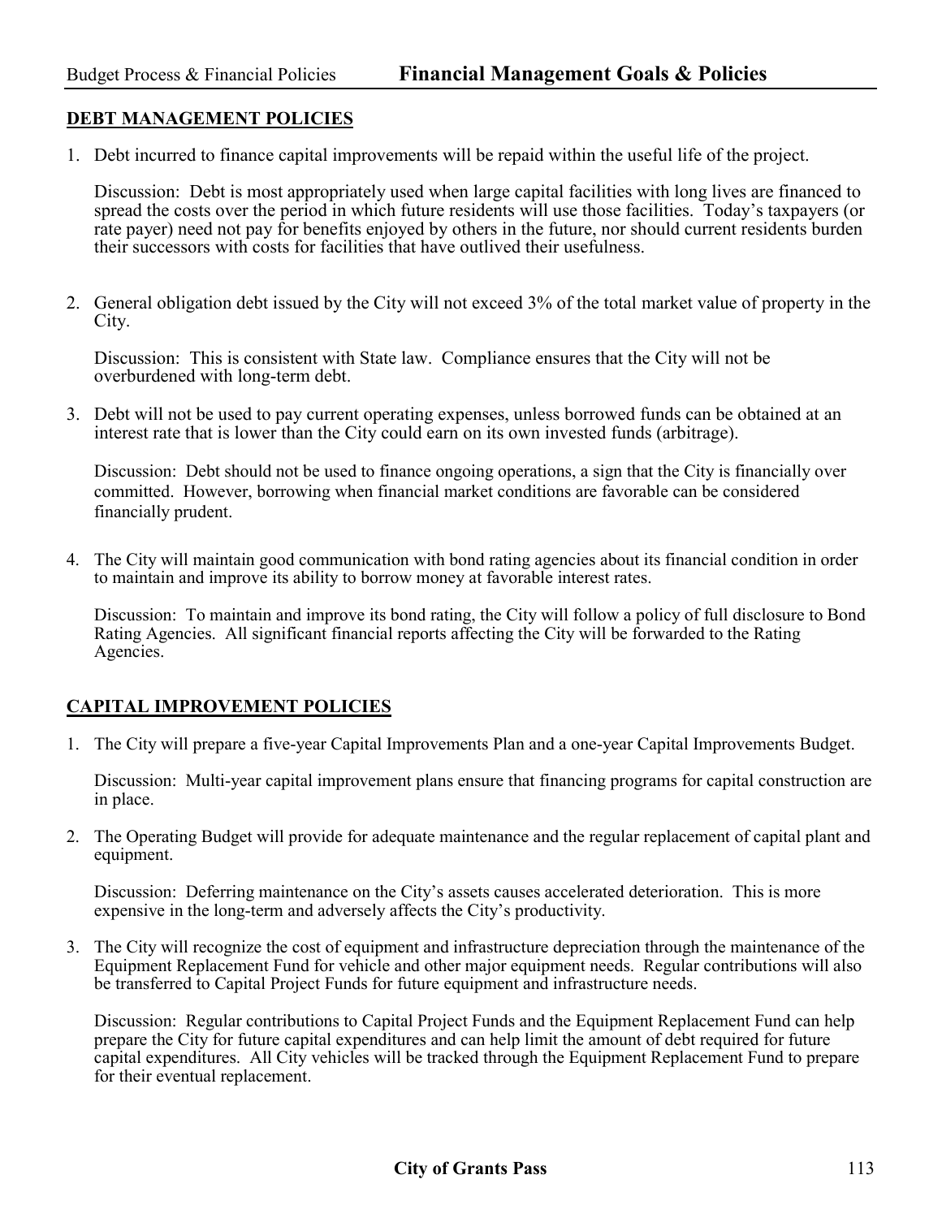## DEBT MANAGEMENT POLICIES

1. Debt incurred to finance capital improvements will be repaid within the useful life of the project.

   Discussion: Debt is most appropriately used when large capital facilities with long lives are financed to spread the costs over the period in which future residents will use those facilities. Today's taxpayers (or rate payer) need not pay for benefits enjoyed by others in the future, nor should current residents burden their successors with costs for facilities that have outlived their usefulness.

2. General obligation debt issued by the City will not exceed 3% of the total market value of property in the City.

   Discussion: This is consistent with State law. Compliance ensures that the City will not be overburdened with long-term debt.

3. Debt will not be used to pay current operating expenses, unless borrowed funds can be obtained at an interest rate that is lower than the City could earn on its own invested funds (arbitrage).

   Discussion: Debt should not be used to finance ongoing operations, a sign that the City is financially over committed. However, borrowing when financial market conditions are favorable can be considered financially prudent.

4. The City will maintain good communication with bond rating agencies about its financial condition in order to maintain and improve its ability to borrow money at favorable interest rates.

   Discussion: To maintain and improve its bond rating, the City will follow a policy of full disclosure to Bond Rating Agencies. All significant financial reports affecting the City will be forwarded to the Rating Agencies.

## CAPITAL IMPROVEMENT POLICIES

1. The City will prepare a five-year Capital Improvements Plan and a one-year Capital Improvements Budget.

   Discussion: Multi-year capital improvement plans ensure that financing programs for capital construction are in place.

2. The Operating Budget will provide for adequate maintenance and the regular replacement of capital plant and equipment.

   Discussion: Deferring maintenance on the City's assets causes accelerated deterioration. This is more expensive in the long-term and adversely affects the City's productivity.

3. The City will recognize the cost of equipment and infrastructure depreciation through the maintenance of the Equipment Replacement Fund for vehicle and other major equipment needs. Regular contributions will also be transferred to Capital Project Funds for future equipment and infrastructure needs.

   Discussion: Regular contributions to Capital Project Funds and the Equipment Replacement Fund can help prepare the City for future capital expenditures and can help limit the amount of debt required for future capital expenditures. All City vehicles will be tracked through the Equipment Replacement Fund to prepare for their eventual replacement.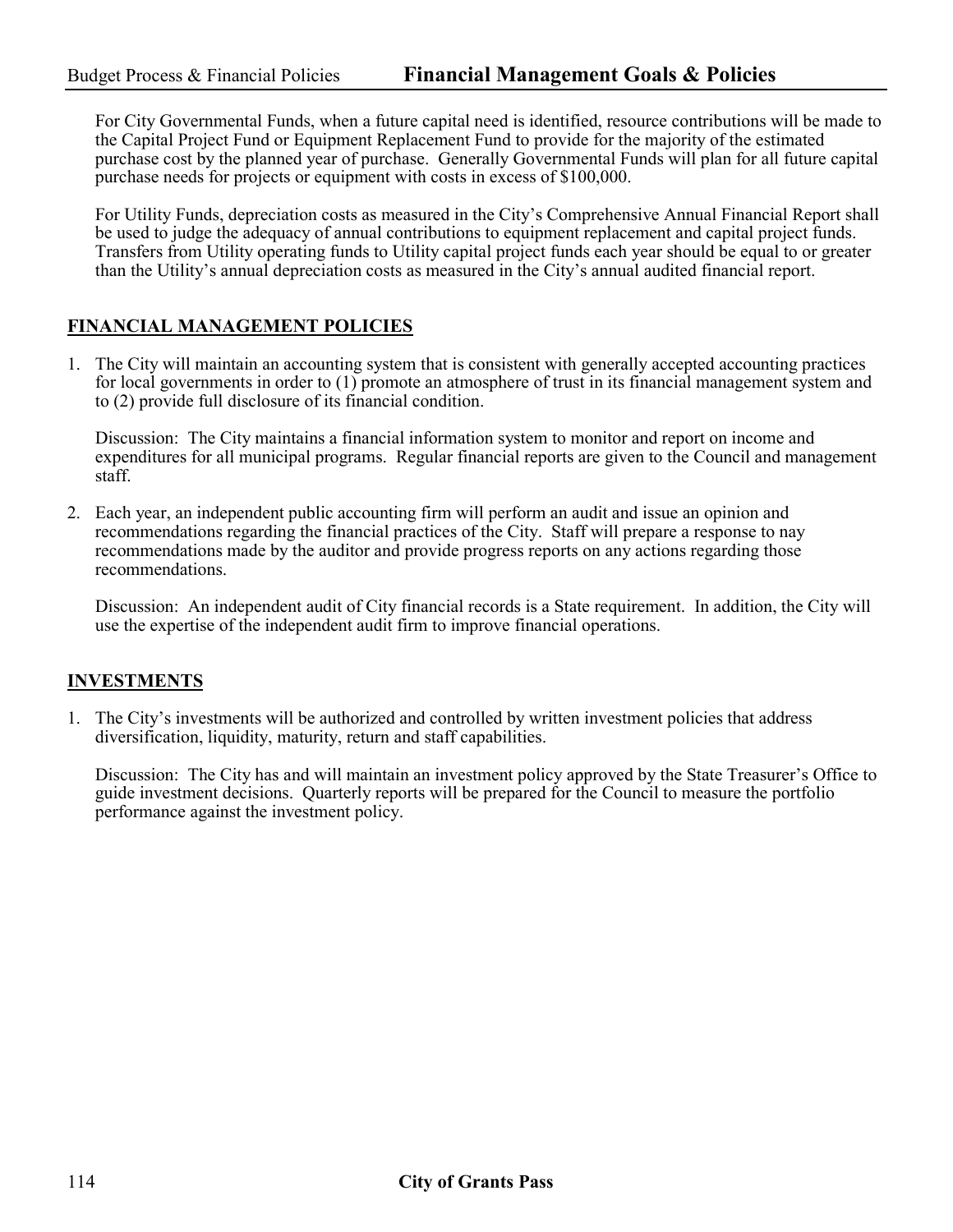For City Governmental Funds, when a future capital need is identified, resource contributions will be made to the Capital Project Fund or Equipment Replacement Fund to provide for the majority of the estimated purchase cost by the planned year of purchase. Generally Governmental Funds will plan for all future capital purchase needs for projects or equipment with costs in excess of $100,000.

For Utility Funds, depreciation costs as measured in the City's Comprehensive Annual Financial Report shall be used to judge the adequacy of annual contributions to equipment replacement and capital project funds. Transfers from Utility operating funds to Utility capital project funds each year should be equal to or greater than the Utility's annual depreciation costs as measured in the City's annual audited financial report.

## FINANCIAL MANAGEMENT POLICIES

1. The City will maintain an accounting system that is consistent with generally accepted accounting practices for local governments in order to (1) promote an atmosphere of trust in its financial management system and to (2) provide full disclosure of its financial condition.

   Discussion: The City maintains a financial information system to monitor and report on income and expenditures for all municipal programs. Regular financial reports are given to the Council and management staff.

2. Each year, an independent public accounting firm will perform an audit and issue an opinion and recommendations regarding the financial practices of the City. Staff will prepare a response to nay recommendations made by the auditor and provide progress reports on any actions regarding those recommendations.

   Discussion: An independent audit of City financial records is a State requirement. In addition, the City will use the expertise of the independent audit firm to improve financial operations.

## INVESTMENTS

1. The City's investments will be authorized and controlled by written investment policies that address diversification, liquidity, maturity, return and staff capabilities.

   Discussion: The City has and will maintain an investment policy approved by the State Treasurer's Office to guide investment decisions. Quarterly reports will be prepared for the Council to measure the portfolio performance against the investment policy.